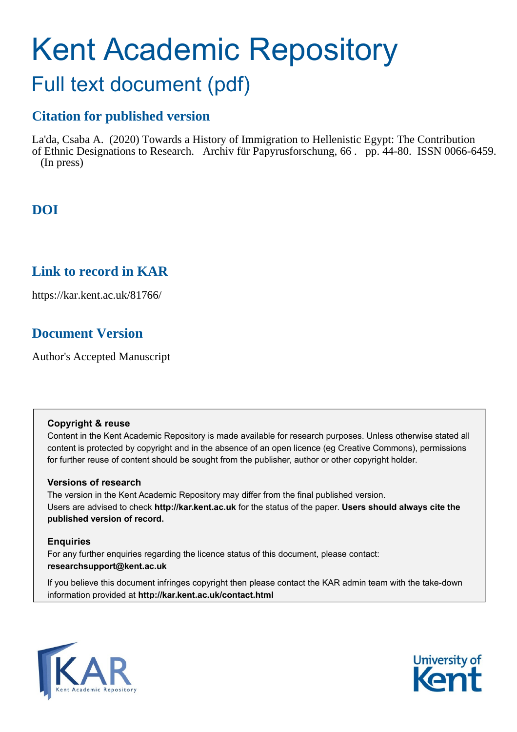# Kent Academic Repository

## Full text document (pdf)

### Citation for published version

La'da, Csaba A. (2020) Towards a History of Immigration to Hellenistic Egypt: The Contribution of Ethnic Designations to Research. Archiv für Papyrusforschung, 66 . pp. 44-80. ISSN 0066-6459. (In press)

### DOI

### Link to record in KAR

https://kar.kent.ac.uk/81766/

### Document Version

Author's Accepted Manuscript

**Copyright & reuse**

Content in the Kent Academic Repository is made available for research purposes. Unless otherwise stated all content is protected by copyright and in the absence of an open licence (eg Creative Commons), permissions for further reuse of content should be sought from the publisher, author or other copyright holder.

**Versions of research**

The version in the Kent Academic Repository may differ from the final published version.
Users are advised to check **http://kar.kent.ac.uk** for the status of the paper. **Users should always cite the published version of record.**

**Enquiries**

For any further enquiries regarding the licence status of this document, please contact:
**researchsupport@kent.ac.uk**

If you believe this document infringes copyright then please contact the KAR admin team with the take-down information provided at **http://kar.kent.ac.uk/contact.html**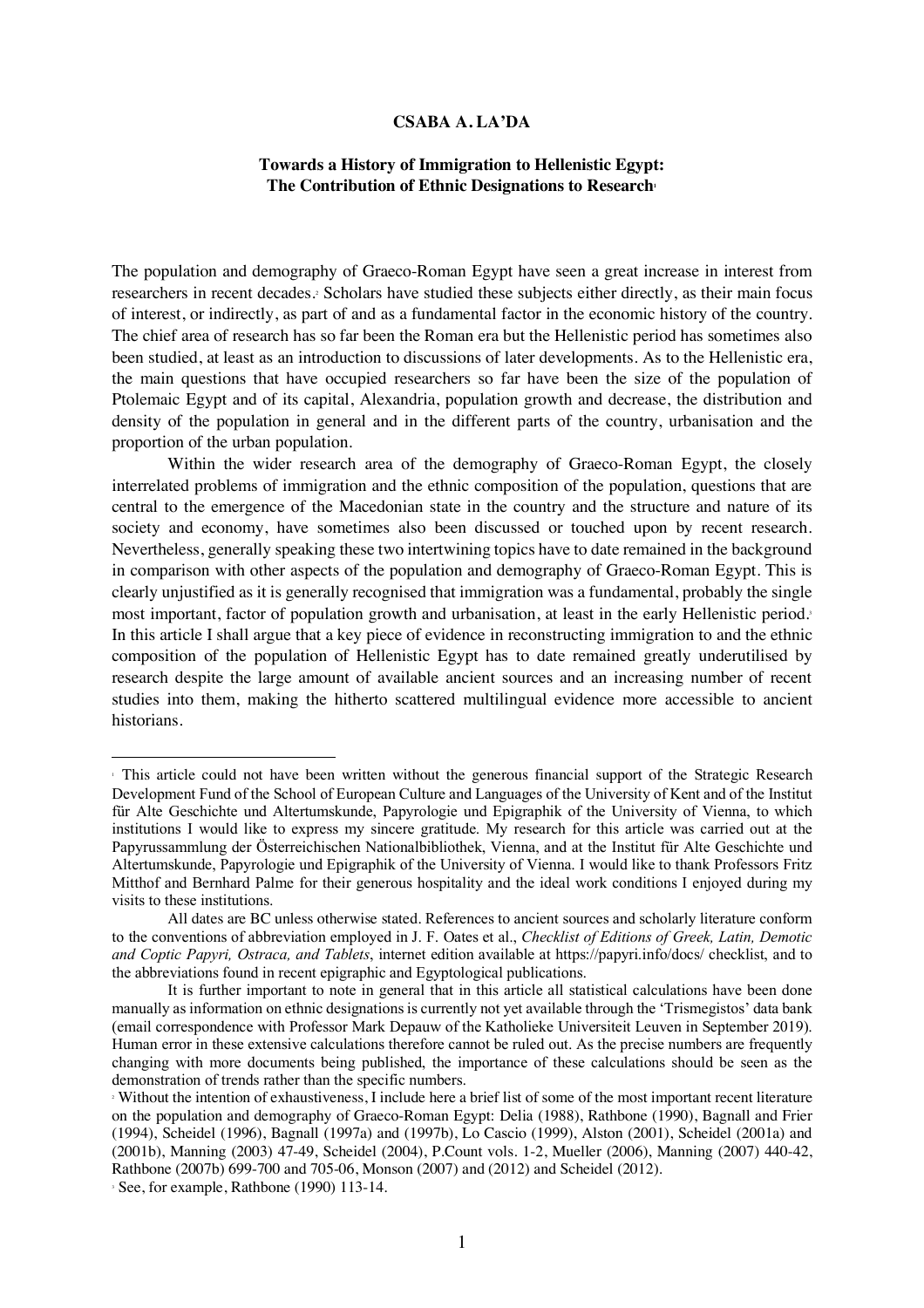**CSABA A. LA'DA**

# Towards a History of Immigration to Hellenistic Egypt: The Contribution of Ethnic Designations to Research[1]

The population and demography of Graeco-Roman Egypt have seen a great increase in interest from researchers in recent decades.[2] Scholars have studied these subjects either directly, as their main focus of interest, or indirectly, as part of and as a fundamental factor in the economic history of the country. The chief area of research has so far been the Roman era but the Hellenistic period has sometimes also been studied, at least as an introduction to discussions of later developments. As to the Hellenistic era, the main questions that have occupied researchers so far have been the size of the population of Ptolemaic Egypt and of its capital, Alexandria, population growth and decrease, the distribution and density of the population in general and in the different parts of the country, urbanisation and the proportion of the urban population.

Within the wider research area of the demography of Graeco-Roman Egypt, the closely interrelated problems of immigration and the ethnic composition of the population, questions that are central to the emergence of the Macedonian state in the country and the structure and nature of its society and economy, have sometimes also been discussed or touched upon by recent research. Nevertheless, generally speaking these two intertwining topics have to date remained in the background in comparison with other aspects of the population and demography of Graeco-Roman Egypt. This is clearly unjustified as it is generally recognised that immigration was a fundamental, probably the single most important, factor of population growth and urbanisation, at least in the early Hellenistic period.[3] In this article I shall argue that a key piece of evidence in reconstructing immigration to and the ethnic composition of the population of Hellenistic Egypt has to date remained greatly underutilised by research despite the large amount of available ancient sources and an increasing number of recent studies into them, making the hitherto scattered multilingual evidence more accessible to ancient historians.

---

[1] This article could not have been written without the generous financial support of the Strategic Research Development Fund of the School of European Culture and Languages of the University of Kent and of the Institut für Alte Geschichte und Altertumskunde, Papyrologie und Epigraphik of the University of Vienna, to which institutions I would like to express my sincere gratitude. My research for this article was carried out at the Papyrussammlung der Österreichischen Nationalbibliothek, Vienna, and at the Institut für Alte Geschichte und Altertumskunde, Papyrologie und Epigraphik of the University of Vienna. I would like to thank Professors Fritz Mitthof and Bernhard Palme for their generous hospitality and the ideal work conditions I enjoyed during my visits to these institutions.

All dates are BC unless otherwise stated. References to ancient sources and scholarly literature conform to the conventions of abbreviation employed in J. F. Oates et al., *Checklist of Editions of Greek, Latin, Demotic and Coptic Papyri, Ostraca, and Tablets*, internet edition available at https://papyri.info/docs/ checklist, and to the abbreviations found in recent epigraphic and Egyptological publications.

It is further important to note in general that in this article all statistical calculations have been done manually as information on ethnic designations is currently not yet available through the 'Trismegistos' data bank (email correspondence with Professor Mark Depauw of the Katholieke Universiteit Leuven in September 2019). Human error in these extensive calculations therefore cannot be ruled out. As the precise numbers are frequently changing with more documents being published, the importance of these calculations should be seen as the demonstration of trends rather than the specific numbers.

[2] Without the intention of exhaustiveness, I include here a brief list of some of the most important recent literature on the population and demography of Graeco-Roman Egypt: Delia (1988), Rathbone (1990), Bagnall and Frier (1994), Scheidel (1996), Bagnall (1997a) and (1997b), Lo Cascio (1999), Alston (2001), Scheidel (2001a) and (2001b), Manning (2003) 47-49, Scheidel (2004), P.Count vols. 1-2, Mueller (2006), Manning (2007) 440-42, Rathbone (2007b) 699-700 and 705-06, Monson (2007) and (2012) and Scheidel (2012).

[3] See, for example, Rathbone (1990) 113-14.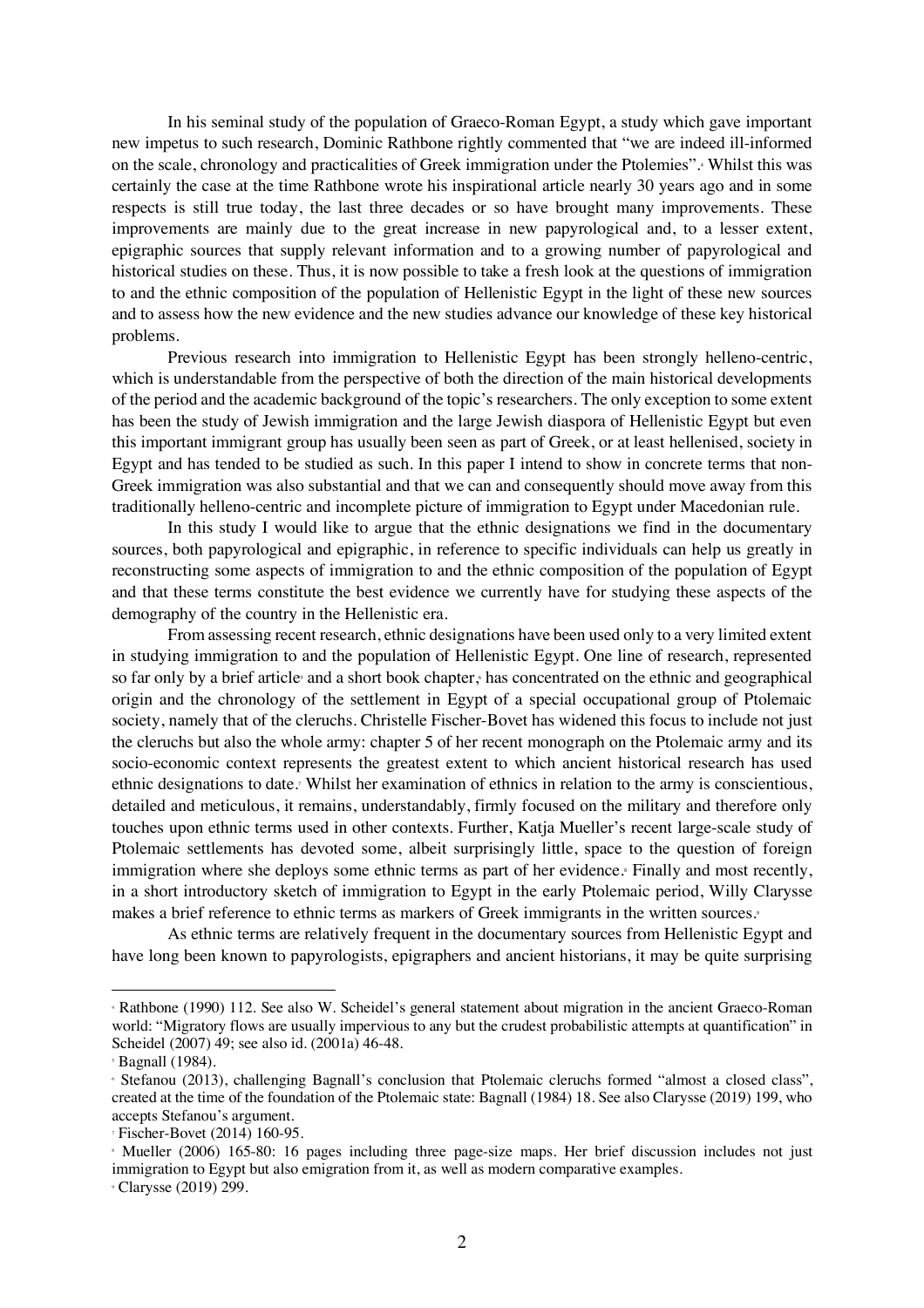In his seminal study of the population of Graeco-Roman Egypt, a study which gave important new impetus to such research, Dominic Rathbone rightly commented that "we are indeed ill-informed on the scale, chronology and practicalities of Greek immigration under the Ptolemies".[4] Whilst this was certainly the case at the time Rathbone wrote his inspirational article nearly 30 years ago and in some respects is still true today, the last three decades or so have brought many improvements. These improvements are mainly due to the great increase in new papyrological and, to a lesser extent, epigraphic sources that supply relevant information and to a growing number of papyrological and historical studies on these. Thus, it is now possible to take a fresh look at the questions of immigration to and the ethnic composition of the population of Hellenistic Egypt in the light of these new sources and to assess how the new evidence and the new studies advance our knowledge of these key historical problems.

Previous research into immigration to Hellenistic Egypt has been strongly helleno-centric, which is understandable from the perspective of both the direction of the main historical developments of the period and the academic background of the topic's researchers. The only exception to some extent has been the study of Jewish immigration and the large Jewish diaspora of Hellenistic Egypt but even this important immigrant group has usually been seen as part of Greek, or at least hellenised, society in Egypt and has tended to be studied as such. In this paper I intend to show in concrete terms that non-Greek immigration was also substantial and that we can and consequently should move away from this traditionally helleno-centric and incomplete picture of immigration to Egypt under Macedonian rule.

In this study I would like to argue that the ethnic designations we find in the documentary sources, both papyrological and epigraphic, in reference to specific individuals can help us greatly in reconstructing some aspects of immigration to and the ethnic composition of the population of Egypt and that these terms constitute the best evidence we currently have for studying these aspects of the demography of the country in the Hellenistic era.

From assessing recent research, ethnic designations have been used only to a very limited extent in studying immigration to and the population of Hellenistic Egypt. One line of research, represented so far only by a brief article[5] and a short book chapter,[6] has concentrated on the ethnic and geographical origin and the chronology of the settlement in Egypt of a special occupational group of Ptolemaic society, namely that of the cleruchs. Christelle Fischer-Bovet has widened this focus to include not just the cleruchs but also the whole army: chapter 5 of her recent monograph on the Ptolemaic army and its socio-economic context represents the greatest extent to which ancient historical research has used ethnic designations to date.[7] Whilst her examination of ethnics in relation to the army is conscientious, detailed and meticulous, it remains, understandably, firmly focused on the military and therefore only touches upon ethnic terms used in other contexts. Further, Katja Mueller's recent large-scale study of Ptolemaic settlements has devoted some, albeit surprisingly little, space to the question of foreign immigration where she deploys some ethnic terms as part of her evidence.[8] Finally and most recently, in a short introductory sketch of immigration to Egypt in the early Ptolemaic period, Willy Clarysse makes a brief reference to ethnic terms as markers of Greek immigrants in the written sources.[9]

As ethnic terms are relatively frequent in the documentary sources from Hellenistic Egypt and have long been known to papyrologists, epigraphers and ancient historians, it may be quite surprising

---

[4] Rathbone (1990) 112. See also W. Scheidel's general statement about migration in the ancient Graeco-Roman world: "Migratory flows are usually impervious to any but the crudest probabilistic attempts at quantification" in Scheidel (2007) 49; see also id. (2001a) 46-48.

[5] Bagnall (1984).

[6] Stefanou (2013), challenging Bagnall's conclusion that Ptolemaic cleruchs formed "almost a closed class", created at the time of the foundation of the Ptolemaic state: Bagnall (1984) 18. See also Clarysse (2019) 199, who accepts Stefanou's argument.

[7] Fischer-Bovet (2014) 160-95.

[8] Mueller (2006) 165-80: 16 pages including three page-size maps. Her brief discussion includes not just immigration to Egypt but also emigration from it, as well as modern comparative examples.

[9] Clarysse (2019) 299.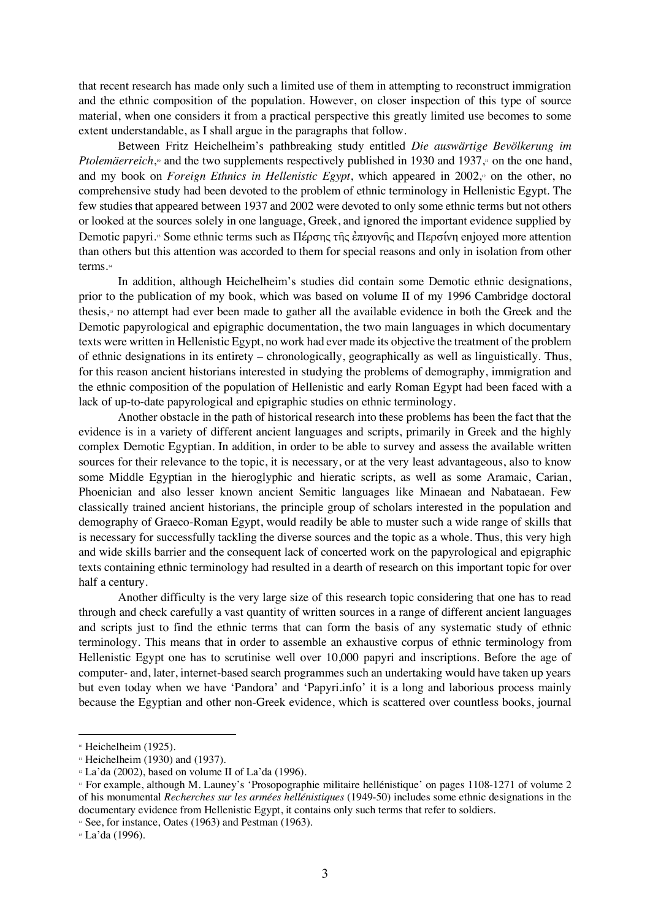that recent research has made only such a limited use of them in attempting to reconstruct immigration and the ethnic composition of the population. However, on closer inspection of this type of source material, when one considers it from a practical perspective this greatly limited use becomes to some extent understandable, as I shall argue in the paragraphs that follow.

Between Fritz Heichelheim's pathbreaking study entitled *Die auswärtige Bevölkerung im Ptolemäerreich*,[10] and the two supplements respectively published in 1930 and 1937,[11] on the one hand, and my book on *Foreign Ethnics in Hellenistic Egypt*, which appeared in 2002,[12] on the other, no comprehensive study had been devoted to the problem of ethnic terminology in Hellenistic Egypt. The few studies that appeared between 1937 and 2002 were devoted to only some ethnic terms but not others or looked at the sources solely in one language, Greek, and ignored the important evidence supplied by Demotic papyri.[13] Some ethnic terms such as Πέρσης τῆς ἐπιγονῆς and Περσίνη enjoyed more attention than others but this attention was accorded to them for special reasons and only in isolation from other terms.[14]

In addition, although Heichelheim's studies did contain some Demotic ethnic designations, prior to the publication of my book, which was based on volume II of my 1996 Cambridge doctoral thesis,[15] no attempt had ever been made to gather all the available evidence in both the Greek and the Demotic papyrological and epigraphic documentation, the two main languages in which documentary texts were written in Hellenistic Egypt, no work had ever made its objective the treatment of the problem of ethnic designations in its entirety – chronologically, geographically as well as linguistically. Thus, for this reason ancient historians interested in studying the problems of demography, immigration and the ethnic composition of the population of Hellenistic and early Roman Egypt had been faced with a lack of up-to-date papyrological and epigraphic studies on ethnic terminology.

Another obstacle in the path of historical research into these problems has been the fact that the evidence is in a variety of different ancient languages and scripts, primarily in Greek and the highly complex Demotic Egyptian. In addition, in order to be able to survey and assess the available written sources for their relevance to the topic, it is necessary, or at the very least advantageous, also to know some Middle Egyptian in the hieroglyphic and hieratic scripts, as well as some Aramaic, Carian, Phoenician and also lesser known ancient Semitic languages like Minaean and Nabataean. Few classically trained ancient historians, the principle group of scholars interested in the population and demography of Graeco-Roman Egypt, would readily be able to muster such a wide range of skills that is necessary for successfully tackling the diverse sources and the topic as a whole. Thus, this very high and wide skills barrier and the consequent lack of concerted work on the papyrological and epigraphic texts containing ethnic terminology had resulted in a dearth of research on this important topic for over half a century.

Another difficulty is the very large size of this research topic considering that one has to read through and check carefully a vast quantity of written sources in a range of different ancient languages and scripts just to find the ethnic terms that can form the basis of any systematic study of ethnic terminology. This means that in order to assemble an exhaustive corpus of ethnic terminology from Hellenistic Egypt one has to scrutinise well over 10,000 papyri and inscriptions. Before the age of computer- and, later, internet-based search programmes such an undertaking would have taken up years but even today when we have 'Pandora' and 'Papyri.info' it is a long and laborious process mainly because the Egyptian and other non-Greek evidence, which is scattered over countless books, journal

---

[10] Heichelheim (1925).

[11] Heichelheim (1930) and (1937).

[12] La'da (2002), based on volume II of La'da (1996).

[13] For example, although M. Launey's 'Prosopographie militaire hellénistique' on pages 1108-1271 of volume 2 of his monumental *Recherches sur les armées hellénistiques* (1949-50) includes some ethnic designations in the documentary evidence from Hellenistic Egypt, it contains only such terms that refer to soldiers.

[14] See, for instance, Oates (1963) and Pestman (1963).

[15] La'da (1996).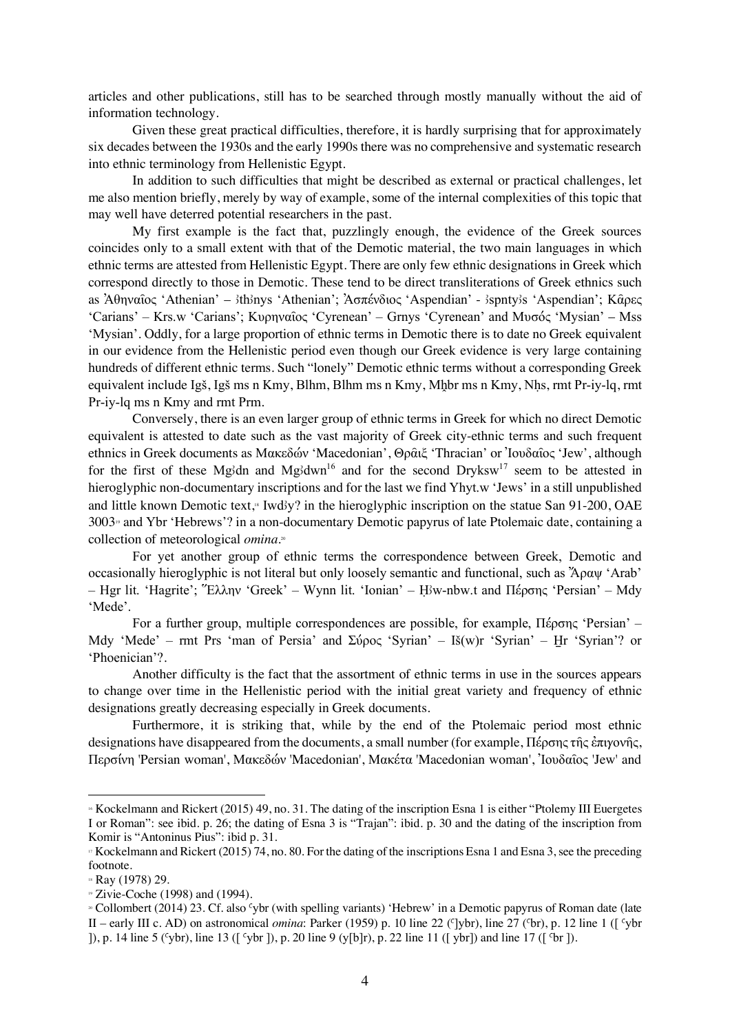articles and other publications, still has to be searched through mostly manually without the aid of information technology.

Given these great practical difficulties, therefore, it is hardly surprising that for approximately six decades between the 1930s and the early 1990s there was no comprehensive and systematic research into ethnic terminology from Hellenistic Egypt.

In addition to such difficulties that might be described as external or practical challenges, let me also mention briefly, merely by way of example, some of the internal complexities of this topic that may well have deterred potential researchers in the past.

My first example is the fact that, puzzlingly enough, the evidence of the Greek sources coincides only to a small extent with that of the Demotic material, the two main languages in which ethnic terms are attested from Hellenistic Egypt. There are only few ethnic designations in Greek which correspond directly to those in Demotic. These tend to be direct transliterations of Greek ethnics such as Ἀθηναῖος 'Athenian' – ꜣthꜣnys 'Athenian'; Ἀσπένδιος 'Aspendian' - ꜣspntyꜣs 'Aspendian'; Κᾶρες 'Carians' – Krs.w 'Carians'; Κυρηναῖος 'Cyrenean' – Grnys 'Cyrenean' and Μυσός 'Mysian' – Mss 'Mysian'. Oddly, for a large proportion of ethnic terms in Demotic there is to date no Greek equivalent in our evidence from the Hellenistic period even though our Greek evidence is very large containing hundreds of different ethnic terms. Such "lonely" Demotic ethnic terms without a corresponding Greek equivalent include Igš, Igš ms n Kmy, Blhm, Blhm ms n Kmy, Mḫbr ms n Kmy, Nḥs, rmt Pr-iy-lq, rmt Pr-iy-lq ms n Kmy and rmt Prm.

Conversely, there is an even larger group of ethnic terms in Greek for which no direct Demotic equivalent is attested to date such as the vast majority of Greek city-ethnic terms and such frequent ethnics in Greek documents as Μακεδών 'Macedonian', Θρᾶιξ 'Thracian' or Ἰουδαῖος 'Jew', although for the first of these Mgꜣdn and Mgꜣdwn[16] and for the second Dryksw[17] seem to be attested in hieroglyphic non-documentary inscriptions and for the last we find Yhyt.w 'Jews' in a still unpublished and little known Demotic text,[18] Iwdꜣy? in the hieroglyphic inscription on the statue San 91-200, OAE 3003[19] and Ybr 'Hebrews'? in a non-documentary Demotic papyrus of late Ptolemaic date, containing a collection of meteorological *omina*.[20]

For yet another group of ethnic terms the correspondence between Greek, Demotic and occasionally hieroglyphic is not literal but only loosely semantic and functional, such as Ἄραψ 'Arab' – Hgr lit. 'Hagrite'; Ἕλλην 'Greek' – Wynn lit. 'Ionian' – Ḥꜣw-nbw.t and Πέρσης 'Persian' – Mdy 'Mede'.

For a further group, multiple correspondences are possible, for example, Πέρσης 'Persian' – Mdy 'Mede' – rmt Prs 'man of Persia' and Σύρος 'Syrian' – Iš(w)r 'Syrian' – Ḫr 'Syrian'? or 'Phoenician'?.

Another difficulty is the fact that the assortment of ethnic terms in use in the sources appears to change over time in the Hellenistic period with the initial great variety and frequency of ethnic designations greatly decreasing especially in Greek documents.

Furthermore, it is striking that, while by the end of the Ptolemaic period most ethnic designations have disappeared from the documents, a small number (for example, Πέρσης τῆς ἐπιγονῆς, Περσίνη 'Persian woman', Μακεδών 'Macedonian', Μακέτα 'Macedonian woman', Ἰουδαῖος 'Jew' and

---

[16] Kockelmann and Rickert (2015) 49, no. 31. The dating of the inscription Esna 1 is either "Ptolemy III Euergetes I or Roman": see ibid. p. 26; the dating of Esna 3 is "Trajan": ibid. p. 30 and the dating of the inscription from Komir is "Antoninus Pius": ibid p. 31.

[17] Kockelmann and Rickert (2015) 74, no. 80. For the dating of the inscriptions Esna 1 and Esna 3, see the preceding footnote.

[18] Ray (1978) 29.

[19] Zivie-Coche (1998) and (1994).

[20] Collombert (2014) 23. Cf. also ꜥybr (with spelling variants) 'Hebrew' in a Demotic papyrus of Roman date (late II – early III c. AD) on astronomical *omina*: Parker (1959) p. 10 line 22 ([ꜥ]ybr), line 27 (ꜥbr), p. 12 line 1 ([ ꜥybr ]), p. 14 line 5 (ꜥybr), line 13 ([ ꜥybr ]), p. 20 line 9 (y[b]r), p. 22 line 11 ([ ybr]) and line 17 ([ ꜥbr ]).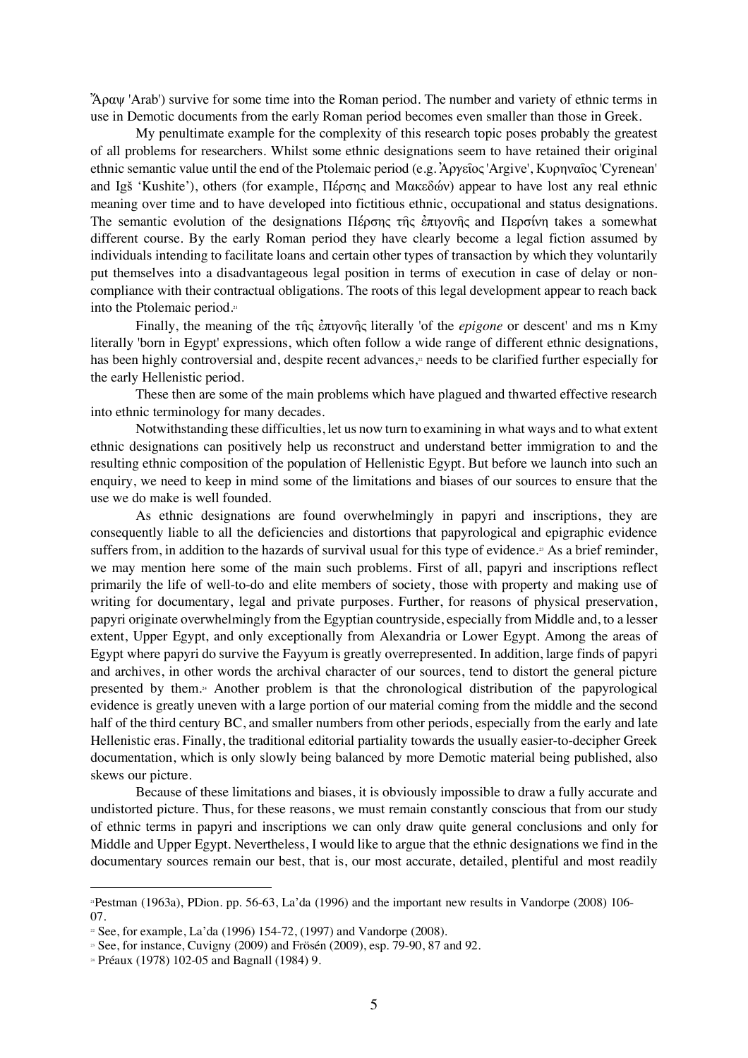Ἄραψ 'Arab') survive for some time into the Roman period. The number and variety of ethnic terms in use in Demotic documents from the early Roman period becomes even smaller than those in Greek.

My penultimate example for the complexity of this research topic poses probably the greatest of all problems for researchers. Whilst some ethnic designations seem to have retained their original ethnic semantic value until the end of the Ptolemaic period (e.g. Ἀργεῖος 'Argive', Κυρηναῖος 'Cyrenean' and Igš 'Kushite'), others (for example, Πέρσης and Μακεδών) appear to have lost any real ethnic meaning over time and to have developed into fictitious ethnic, occupational and status designations. The semantic evolution of the designations Πέρσης τῆς ἐπιγονῆς and Περσίνη takes a somewhat different course. By the early Roman period they have clearly become a legal fiction assumed by individuals intending to facilitate loans and certain other types of transaction by which they voluntarily put themselves into a disadvantageous legal position in terms of execution in case of delay or non-compliance with their contractual obligations. The roots of this legal development appear to reach back into the Ptolemaic period.[21]

Finally, the meaning of the τῆς ἐπιγονῆς literally 'of the *epigone* or descent' and ms n Kmy literally 'born in Egypt' expressions, which often follow a wide range of different ethnic designations, has been highly controversial and, despite recent advances,[22] needs to be clarified further especially for the early Hellenistic period.

These then are some of the main problems which have plagued and thwarted effective research into ethnic terminology for many decades.

Notwithstanding these difficulties, let us now turn to examining in what ways and to what extent ethnic designations can positively help us reconstruct and understand better immigration to and the resulting ethnic composition of the population of Hellenistic Egypt. But before we launch into such an enquiry, we need to keep in mind some of the limitations and biases of our sources to ensure that the use we do make is well founded.

As ethnic designations are found overwhelmingly in papyri and inscriptions, they are consequently liable to all the deficiencies and distortions that papyrological and epigraphic evidence suffers from, in addition to the hazards of survival usual for this type of evidence.[23] As a brief reminder, we may mention here some of the main such problems. First of all, papyri and inscriptions reflect primarily the life of well-to-do and elite members of society, those with property and making use of writing for documentary, legal and private purposes. Further, for reasons of physical preservation, papyri originate overwhelmingly from the Egyptian countryside, especially from Middle and, to a lesser extent, Upper Egypt, and only exceptionally from Alexandria or Lower Egypt. Among the areas of Egypt where papyri do survive the Fayyum is greatly overrepresented. In addition, large finds of papyri and archives, in other words the archival character of our sources, tend to distort the general picture presented by them.[24] Another problem is that the chronological distribution of the papyrological evidence is greatly uneven with a large portion of our material coming from the middle and the second half of the third century BC, and smaller numbers from other periods, especially from the early and late Hellenistic eras. Finally, the traditional editorial partiality towards the usually easier-to-decipher Greek documentation, which is only slowly being balanced by more Demotic material being published, also skews our picture.

Because of these limitations and biases, it is obviously impossible to draw a fully accurate and undistorted picture. Thus, for these reasons, we must remain constantly conscious that from our study of ethnic terms in papyri and inscriptions we can only draw quite general conclusions and only for Middle and Upper Egypt. Nevertheless, I would like to argue that the ethnic designations we find in the documentary sources remain our best, that is, our most accurate, detailed, plentiful and most readily

---

[21] Pestman (1963a), PDion. pp. 56-63, La'da (1996) and the important new results in Vandorpe (2008) 106-07.

[22] See, for example, La'da (1996) 154-72, (1997) and Vandorpe (2008).

[23] See, for instance, Cuvigny (2009) and Frösén (2009), esp. 79-90, 87 and 92.

[24] Préaux (1978) 102-05 and Bagnall (1984) 9.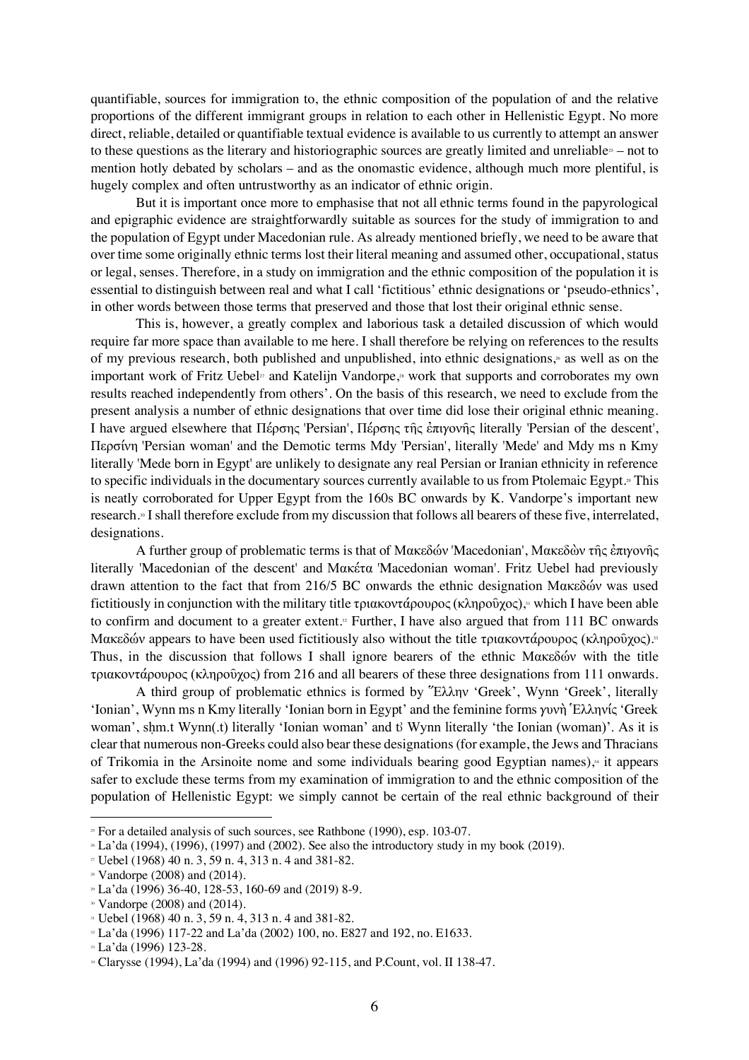quantifiable, sources for immigration to, the ethnic composition of the population of and the relative proportions of the different immigrant groups in relation to each other in Hellenistic Egypt. No more direct, reliable, detailed or quantifiable textual evidence is available to us currently to attempt an answer to these questions as the literary and historiographic sources are greatly limited and unreliable[25] – not to mention hotly debated by scholars – and as the onomastic evidence, although much more plentiful, is hugely complex and often untrustworthy as an indicator of ethnic origin.

But it is important once more to emphasise that not all ethnic terms found in the papyrological and epigraphic evidence are straightforwardly suitable as sources for the study of immigration to and the population of Egypt under Macedonian rule. As already mentioned briefly, we need to be aware that over time some originally ethnic terms lost their literal meaning and assumed other, occupational, status or legal, senses. Therefore, in a study on immigration and the ethnic composition of the population it is essential to distinguish between real and what I call 'fictitious' ethnic designations or 'pseudo-ethnics', in other words between those terms that preserved and those that lost their original ethnic sense.

This is, however, a greatly complex and laborious task a detailed discussion of which would require far more space than available to me here. I shall therefore be relying on references to the results of my previous research, both published and unpublished, into ethnic designations,[26] as well as on the important work of Fritz Uebel[27] and Katelijn Vandorpe,[28] work that supports and corroborates my own results reached independently from others'. On the basis of this research, we need to exclude from the present analysis a number of ethnic designations that over time did lose their original ethnic meaning. I have argued elsewhere that Πέρσης 'Persian', Πέρσης τῆς ἐπιγονῆς literally 'Persian of the descent', Περσίνη 'Persian woman' and the Demotic terms Mdy 'Persian', literally 'Mede' and Mdy ms n Kmy literally 'Mede born in Egypt' are unlikely to designate any real Persian or Iranian ethnicity in reference to specific individuals in the documentary sources currently available to us from Ptolemaic Egypt.[29] This is neatly corroborated for Upper Egypt from the 160s BC onwards by K. Vandorpe's important new research.[30] I shall therefore exclude from my discussion that follows all bearers of these five, interrelated, designations.

A further group of problematic terms is that of Μακεδών 'Macedonian', Μακεδὼν τῆς ἐπιγονῆς literally 'Macedonian of the descent' and Μακέτα 'Macedonian woman'. Fritz Uebel had previously drawn attention to the fact that from 216/5 BC onwards the ethnic designation Μακεδών was used fictitiously in conjunction with the military title τριακοντάρουρος (κληροῦχος),[31] which I have been able to confirm and document to a greater extent.[32] Further, I have also argued that from 111 BC onwards Μακεδών appears to have been used fictitiously also without the title τριακοντάρουρος (κληροῦχος).[33] Thus, in the discussion that follows I shall ignore bearers of the ethnic Μακεδών with the title τριακοντάρουρος (κληροῦχος) from 216 and all bearers of these three designations from 111 onwards.

A third group of problematic ethnics is formed by Ἕλλην 'Greek', Wynn 'Greek', literally 'Ionian', Wynn ms n Kmy literally 'Ionian born in Egypt' and the feminine forms γυνὴ Ἑλληνίς 'Greek woman', sḥm.t Wynn(.t) literally 'Ionian woman' and tȝ Wynn literally 'the Ionian (woman)'. As it is clear that numerous non-Greeks could also bear these designations (for example, the Jews and Thracians of Trikomia in the Arsinoite nome and some individuals bearing good Egyptian names),[34] it appears safer to exclude these terms from my examination of immigration to and the ethnic composition of the population of Hellenistic Egypt: we simply cannot be certain of the real ethnic background of their

---

[25] For a detailed analysis of such sources, see Rathbone (1990), esp. 103-07.

[26] La'da (1994), (1996), (1997) and (2002). See also the introductory study in my book (2019).

[27] Uebel (1968) 40 n. 3, 59 n. 4, 313 n. 4 and 381-82.

[28] Vandorpe (2008) and (2014).

[29] La'da (1996) 36-40, 128-53, 160-69 and (2019) 8-9.

[30] Vandorpe (2008) and (2014).

[31] Uebel (1968) 40 n. 3, 59 n. 4, 313 n. 4 and 381-82.

[32] La'da (1996) 117-22 and La'da (2002) 100, no. E827 and 192, no. E1633.

[33] La'da (1996) 123-28.

[34] Clarysse (1994), La'da (1994) and (1996) 92-115, and P.Count, vol. II 138-47.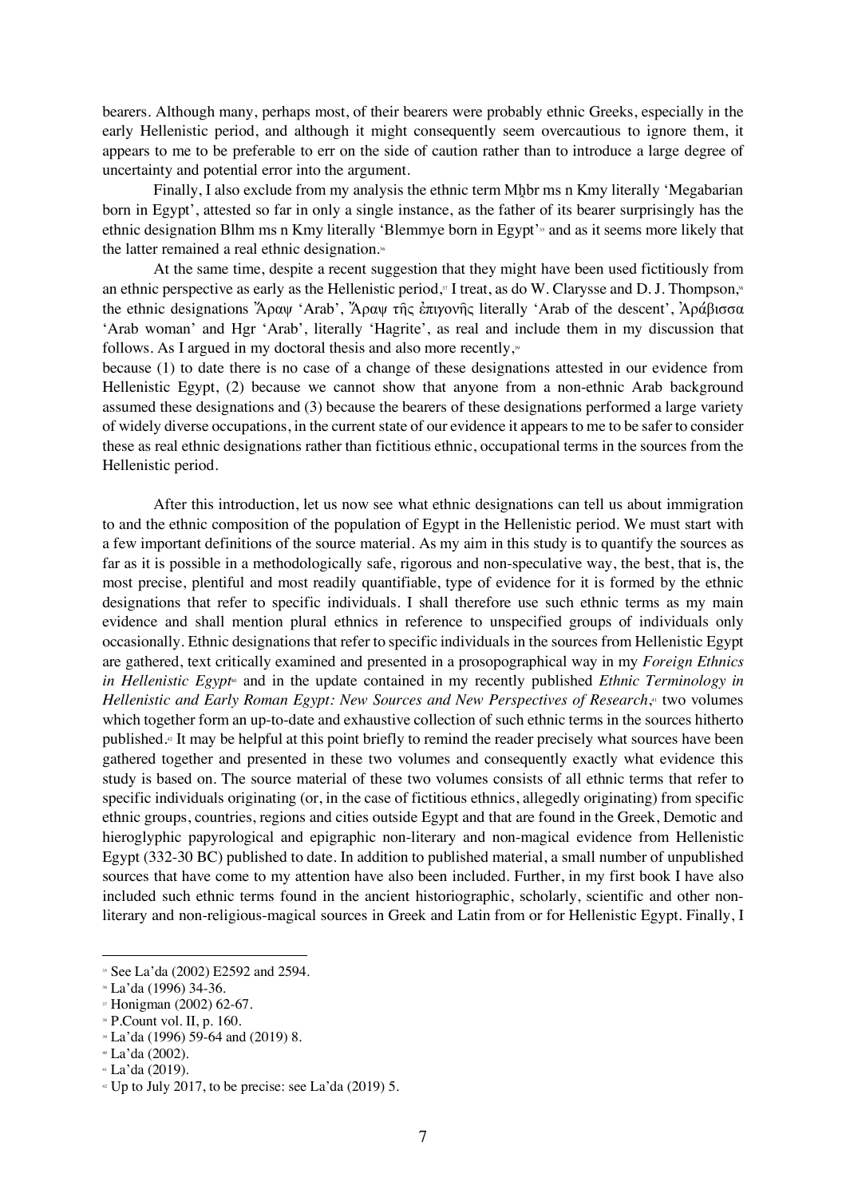bearers. Although many, perhaps most, of their bearers were probably ethnic Greeks, especially in the early Hellenistic period, and although it might consequently seem overcautious to ignore them, it appears to me to be preferable to err on the side of caution rather than to introduce a large degree of uncertainty and potential error into the argument.

Finally, I also exclude from my analysis the ethnic term Mḫbr ms n Kmy literally 'Megabarian born in Egypt', attested so far in only a single instance, as the father of its bearer surprisingly has the ethnic designation Blhm ms n Kmy literally 'Blemmye born in Egypt'[35] and as it seems more likely that the latter remained a real ethnic designation.[36]

At the same time, despite a recent suggestion that they might have been used fictitiously from an ethnic perspective as early as the Hellenistic period,[37] I treat, as do W. Clarysse and D. J. Thompson,[38] the ethnic designations Ἄραψ 'Arab', Ἄραψ τῆς ἐπιγονῆς literally 'Arab of the descent', Ἀράβισσα 'Arab woman' and Hgr 'Arab', literally 'Hagrite', as real and include them in my discussion that follows. As I argued in my doctoral thesis and also more recently,[39] because (1) to date there is no case of a change of these designations attested in our evidence from Hellenistic Egypt, (2) because we cannot show that anyone from a non-ethnic Arab background assumed these designations and (3) because the bearers of these designations performed a large variety of widely diverse occupations, in the current state of our evidence it appears to me to be safer to consider these as real ethnic designations rather than fictitious ethnic, occupational terms in the sources from the Hellenistic period.

After this introduction, let us now see what ethnic designations can tell us about immigration to and the ethnic composition of the population of Egypt in the Hellenistic period. We must start with a few important definitions of the source material. As my aim in this study is to quantify the sources as far as it is possible in a methodologically safe, rigorous and non-speculative way, the best, that is, the most precise, plentiful and most readily quantifiable, type of evidence for it is formed by the ethnic designations that refer to specific individuals. I shall therefore use such ethnic terms as my main evidence and shall mention plural ethnics in reference to unspecified groups of individuals only occasionally. Ethnic designations that refer to specific individuals in the sources from Hellenistic Egypt are gathered, text critically examined and presented in a prosopographical way in my *Foreign Ethnics in Hellenistic Egypt*[40] and in the update contained in my recently published *Ethnic Terminology in Hellenistic and Early Roman Egypt: New Sources and New Perspectives of Research*,[41] two volumes which together form an up-to-date and exhaustive collection of such ethnic terms in the sources hitherto published.[42] It may be helpful at this point briefly to remind the reader precisely what sources have been gathered together and presented in these two volumes and consequently exactly what evidence this study is based on. The source material of these two volumes consists of all ethnic terms that refer to specific individuals originating (or, in the case of fictitious ethnics, allegedly originating) from specific ethnic groups, countries, regions and cities outside Egypt and that are found in the Greek, Demotic and hieroglyphic papyrological and epigraphic non-literary and non-magical evidence from Hellenistic Egypt (332-30 BC) published to date. In addition to published material, a small number of unpublished sources that have come to my attention have also been included. Further, in my first book I have also included such ethnic terms found in the ancient historiographic, scholarly, scientific and other non-literary and non-religious-magical sources in Greek and Latin from or for Hellenistic Egypt. Finally, I

---

[35] See La'da (2002) E2592 and 2594.
[36] La'da (1996) 34-36.
[37] Honigman (2002) 62-67.
[38] P.Count vol. II, p. 160.
[39] La'da (1996) 59-64 and (2019) 8.
[40] La'da (2002).
[41] La'da (2019).
[42] Up to July 2017, to be precise: see La'da (2019) 5.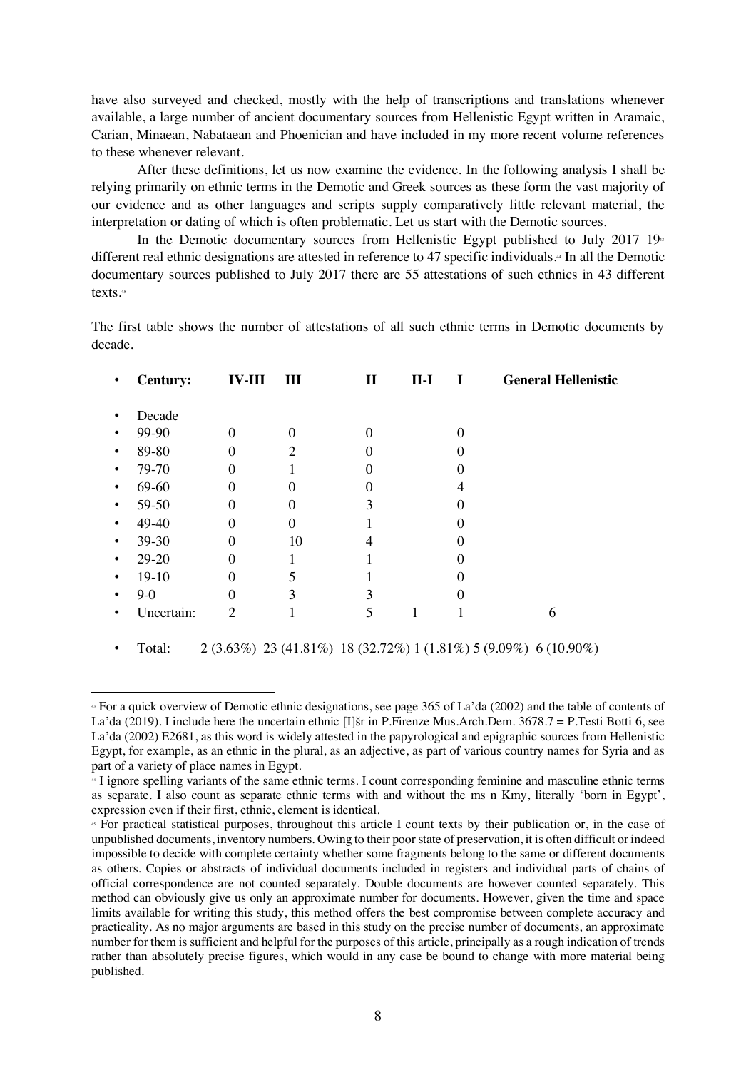have also surveyed and checked, mostly with the help of transcriptions and translations whenever available, a large number of ancient documentary sources from Hellenistic Egypt written in Aramaic, Carian, Minaean, Nabataean and Phoenician and have included in my more recent volume references to these whenever relevant.

After these definitions, let us now examine the evidence. In the following analysis I shall be relying primarily on ethnic terms in the Demotic and Greek sources as these form the vast majority of our evidence and as other languages and scripts supply comparatively little relevant material, the interpretation or dating of which is often problematic. Let us start with the Demotic sources.

In the Demotic documentary sources from Hellenistic Egypt published to July 2017 19[43] different real ethnic designations are attested in reference to 47 specific individuals.[44] In all the Demotic documentary sources published to July 2017 there are 55 attestations of such ethnics in 43 different texts.[45]

The first table shows the number of attestations of all such ethnic terms in Demotic documents by decade.

| **Century:** | **IV-III** | **III** | **II** | **II-I** | **I** | **General Hellenistic** |
|---|---|---|---|---|---|---|
| Decade | | | | | | |
| 99-90 | 0 | 0 | 0 | | 0 | |
| 89-80 | 0 | 2 | 0 | | 0 | |
| 79-70 | 0 | 1 | 0 | | 0 | |
| 69-60 | 0 | 0 | 0 | | 4 | |
| 59-50 | 0 | 0 | 3 | | 0 | |
| 49-40 | 0 | 0 | 1 | | 0 | |
| 39-30 | 0 | 10 | 4 | | 0 | |
| 29-20 | 0 | 1 | 1 | | 0 | |
| 19-10 | 0 | 5 | 1 | | 0 | |
| 9-0 | 0 | 3 | 3 | | 0 | |
| Uncertain: | 2 | 1 | 5 | 1 | 1 | 6 |
| Total: | 2 (3.63%) | 23 (41.81%) | 18 (32.72%) | 1 (1.81%) | 5 (9.09%) | 6 (10.90%) |

---

[43] For a quick overview of Demotic ethnic designations, see page 365 of La'da (2002) and the table of contents of La'da (2019). I include here the uncertain ethnic [I]šr in P.Firenze Mus.Arch.Dem. 3678.7 = P.Testi Botti 6, see La'da (2002) E2681, as this word is widely attested in the papyrological and epigraphic sources from Hellenistic Egypt, for example, as an ethnic in the plural, as an adjective, as part of various country names for Syria and as part of a variety of place names in Egypt.

[44] I ignore spelling variants of the same ethnic terms. I count corresponding feminine and masculine ethnic terms as separate. I also count as separate ethnic terms with and without the ms n Kmy, literally 'born in Egypt', expression even if their first, ethnic, element is identical.

[45] For practical statistical purposes, throughout this article I count texts by their publication or, in the case of unpublished documents, inventory numbers. Owing to their poor state of preservation, it is often difficult or indeed impossible to decide with complete certainty whether some fragments belong to the same or different documents as others. Copies or abstracts of individual documents included in registers and individual parts of chains of official correspondence are not counted separately. Double documents are however counted separately. This method can obviously give us only an approximate number for documents. However, given the time and space limits available for writing this study, this method offers the best compromise between complete accuracy and practicality. As no major arguments are based in this study on the precise number of documents, an approximate number for them is sufficient and helpful for the purposes of this article, principally as a rough indication of trends rather than absolutely precise figures, which would in any case be bound to change with more material being published.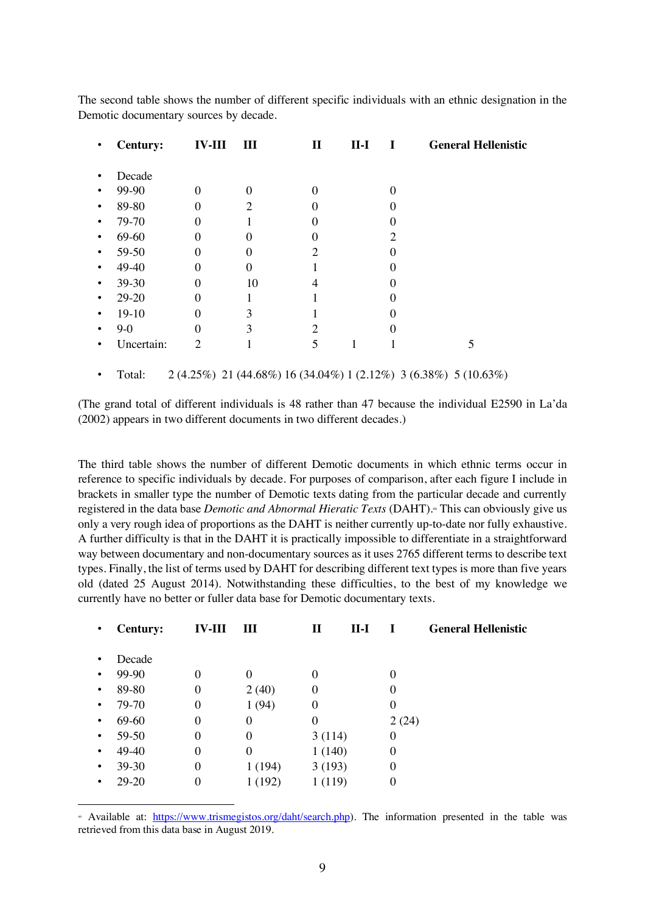The second table shows the number of different specific individuals with an ethnic designation in the Demotic documentary sources by decade.

| Century: | IV-III | III | II | II-I | I | General Hellenistic |
|---|---|---|---|---|---|---|
| Decade | | | | | | |
| 99-90 | 0 | 0 | 0 | | 0 | |
| 89-80 | 0 | 2 | 0 | | 0 | |
| 79-70 | 0 | 1 | 0 | | 0 | |
| 69-60 | 0 | 0 | 0 | | 2 | |
| 59-50 | 0 | 0 | 2 | | 0 | |
| 49-40 | 0 | 0 | 1 | | 0 | |
| 39-30 | 0 | 10 | 4 | | 0 | |
| 29-20 | 0 | 1 | 1 | | 0 | |
| 19-10 | 0 | 3 | 1 | | 0 | |
| 9-0 | 0 | 3 | 2 | | 0 | |
| Uncertain: | 2 | 1 | 5 | 1 | 1 | 5 |
| Total: | 2 (4.25%) | 21 (44.68%) | 16 (34.04%) | 1 (2.12%) | 3 (6.38%) | 5 (10.63%) |

(The grand total of different individuals is 48 rather than 47 because the individual E2590 in La'da (2002) appears in two different documents in two different decades.)

The third table shows the number of different Demotic documents in which ethnic terms occur in reference to specific individuals by decade. For purposes of comparison, after each figure I include in brackets in smaller type the number of Demotic texts dating from the particular decade and currently registered in the data base *Demotic and Abnormal Hieratic Texts* (DAHT).[46] This can obviously give us only a very rough idea of proportions as the DAHT is neither currently up-to-date nor fully exhaustive. A further difficulty is that in the DAHT it is practically impossible to differentiate in a straightforward way between documentary and non-documentary sources as it uses 2765 different terms to describe text types. Finally, the list of terms used by DAHT for describing different text types is more than five years old (dated 25 August 2014). Notwithstanding these difficulties, to the best of my knowledge we currently have no better or fuller data base for Demotic documentary texts.

| Century: | IV-III | III | II | II-I | I | General Hellenistic |
|---|---|---|---|---|---|---|
| Decade | | | | | | |
| 99-90 | 0 | 0 | 0 | | 0 | |
| 89-80 | 0 | 2 (40) | 0 | | 0 | |
| 79-70 | 0 | 1 (94) | 0 | | 0 | |
| 69-60 | 0 | 0 | 0 | | 2 (24) | |
| 59-50 | 0 | 0 | 3 (114) | | 0 | |
| 49-40 | 0 | 0 | 1 (140) | | 0 | |
| 39-30 | 0 | 1 (194) | 3 (193) | | 0 | |
| 29-20 | 0 | 1 (192) | 1 (119) | | 0 | |

[46] Available at: https://www.trismegistos.org/daht/search.php). The information presented in the table was retrieved from this data base in August 2019.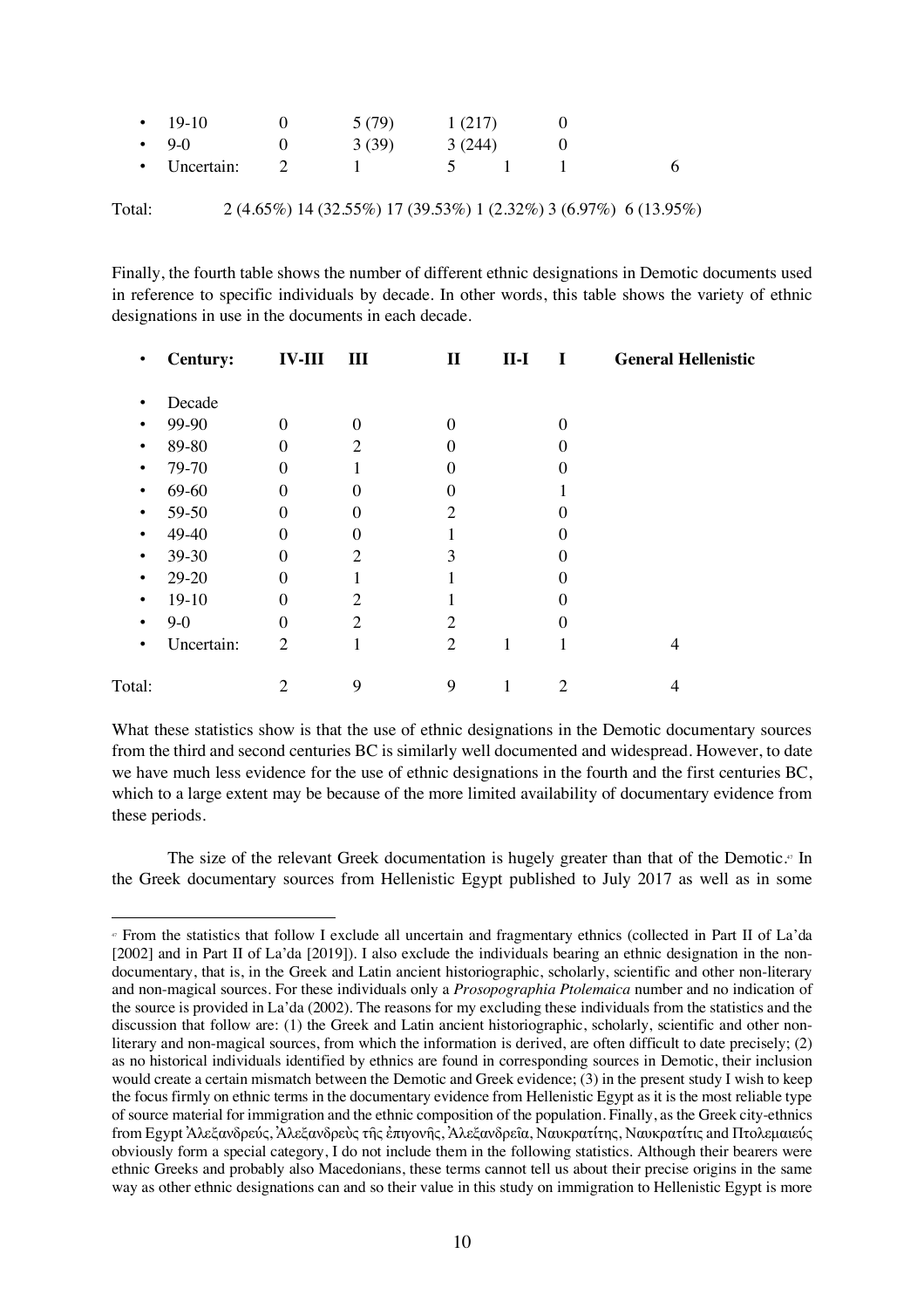| | | | | | | |
|---|---|---|---|---|---|---|
| 19-10 | 0 | 5 (79) | 1 (217) | | 0 | |
| 9-0 | 0 | 3 (39) | 3 (244) | | 0 | |
| Uncertain: | 2 | 1 | 5 | 1 | 1 | 6 |
| Total: | 2 (4.65%) | 14 (32.55%) | 17 (39.53%) | 1 (2.32%) | 3 (6.97%) | 6 (13.95%) |

Finally, the fourth table shows the number of different ethnic designations in Demotic documents used in reference to specific individuals by decade. In other words, this table shows the variety of ethnic designations in use in the documents in each decade.

| **Century:** | **IV-III** | **III** | **II** | **II-I** | **I** | **General Hellenistic** |
|---|---|---|---|---|---|---|
| Decade | | | | | | |
| 99-90 | 0 | 0 | 0 | | 0 | |
| 89-80 | 0 | 2 | 0 | | 0 | |
| 79-70 | 0 | 1 | 0 | | 0 | |
| 69-60 | 0 | 0 | 0 | | 1 | |
| 59-50 | 0 | 0 | 2 | | 0 | |
| 49-40 | 0 | 0 | 1 | | 0 | |
| 39-30 | 0 | 2 | 3 | | 0 | |
| 29-20 | 0 | 1 | 1 | | 0 | |
| 19-10 | 0 | 2 | 1 | | 0 | |
| 9-0 | 0 | 2 | 2 | | 0 | |
| Uncertain: | 2 | 1 | 2 | 1 | 1 | 4 |
| Total: | 2 | 9 | 9 | 1 | 2 | 4 |

What these statistics show is that the use of ethnic designations in the Demotic documentary sources from the third and second centuries BC is similarly well documented and widespread. However, to date we have much less evidence for the use of ethnic designations in the fourth and the first centuries BC, which to a large extent may be because of the more limited availability of documentary evidence from these periods.

The size of the relevant Greek documentation is hugely greater than that of the Demotic.[47] In the Greek documentary sources from Hellenistic Egypt published to July 2017 as well as in some

---

[47] From the statistics that follow I exclude all uncertain and fragmentary ethnics (collected in Part II of La'da [2002] and in Part II of La'da [2019]). I also exclude the individuals bearing an ethnic designation in the non-documentary, that is, in the Greek and Latin ancient historiographic, scholarly, scientific and other non-literary and non-magical sources. For these individuals only a *Prosopographia Ptolemaica* number and no indication of the source is provided in La'da (2002). The reasons for my excluding these individuals from the statistics and the discussion that follow are: (1) the Greek and Latin ancient historiographic, scholarly, scientific and other non-literary and non-magical sources, from which the information is derived, are often difficult to date precisely; (2) as no historical individuals identified by ethnics are found in corresponding sources in Demotic, their inclusion would create a certain mismatch between the Demotic and Greek evidence; (3) in the present study I wish to keep the focus firmly on ethnic terms in the documentary evidence from Hellenistic Egypt as it is the most reliable type of source material for immigration and the ethnic composition of the population. Finally, as the Greek city-ethnics from Egypt Ἀλεξανδρεύς, Ἀλεξανδρεὺς τῆς ἐπιγονῆς, Ἀλεξανδρεῖα, Ναυκρατίτης, Ναυκρατῖτις and Πτολεμαιεύς obviously form a special category, I do not include them in the following statistics. Although their bearers were ethnic Greeks and probably also Macedonians, these terms cannot tell us about their precise origins in the same way as other ethnic designations can and so their value in this study on immigration to Hellenistic Egypt is more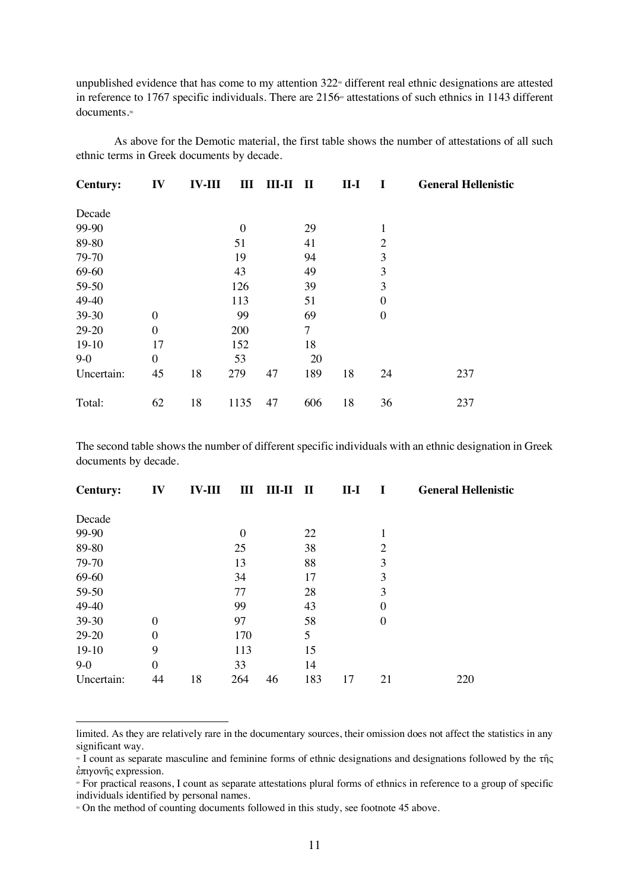unpublished evidence that has come to my attention 322[48] different real ethnic designations are attested in reference to 1767 specific individuals. There are 2156[49] attestations of such ethnics in 1143 different documents.[50]

As above for the Demotic material, the first table shows the number of attestations of all such ethnic terms in Greek documents by decade.

| Century: | IV | IV-III | III | III-II | II | II-I | I | General Hellenistic |
|---|---|---|---|---|---|---|---|---|
| Decade | | | | | | | | |
| 99-90 | | | 0 | | 29 | | 1 | |
| 89-80 | | | 51 | | 41 | | 2 | |
| 79-70 | | | 19 | | 94 | | 3 | |
| 69-60 | | | 43 | | 49 | | 3 | |
| 59-50 | | | 126 | | 39 | | 3 | |
| 49-40 | | | 113 | | 51 | | 0 | |
| 39-30 | 0 | | 99 | | 69 | | 0 | |
| 29-20 | 0 | | 200 | | 7 | | | |
| 19-10 | 17 | | 152 | | 18 | | | |
| 9-0 | 0 | | 53 | | 20 | | | |
| Uncertain: | 45 | 18 | 279 | 47 | 189 | 18 | 24 | 237 |
| Total: | 62 | 18 | 1135 | 47 | 606 | 18 | 36 | 237 |

The second table shows the number of different specific individuals with an ethnic designation in Greek documents by decade.

| Century: | IV | IV-III | III | III-II | II | II-I | I | General Hellenistic |
|---|---|---|---|---|---|---|---|---|
| Decade | | | | | | | | |
| 99-90 | | | 0 | | 22 | | 1 | |
| 89-80 | | | 25 | | 38 | | 2 | |
| 79-70 | | | 13 | | 88 | | 3 | |
| 69-60 | | | 34 | | 17 | | 3 | |
| 59-50 | | | 77 | | 28 | | 3 | |
| 49-40 | | | 99 | | 43 | | 0 | |
| 39-30 | 0 | | 97 | | 58 | | 0 | |
| 29-20 | 0 | | 170 | | 5 | | | |
| 19-10 | 9 | | 113 | | 15 | | | |
| 9-0 | 0 | | 33 | | 14 | | | |
| Uncertain: | 44 | 18 | 264 | 46 | 183 | 17 | 21 | 220 |

---

limited. As they are relatively rare in the documentary sources, their omission does not affect the statistics in any significant way.

[48] I count as separate masculine and feminine forms of ethnic designations and designations followed by the τῆς ἐπιγονῆς expression.

[49] For practical reasons, I count as separate attestations plural forms of ethnics in reference to a group of specific individuals identified by personal names.

[50] On the method of counting documents followed in this study, see footnote 45 above.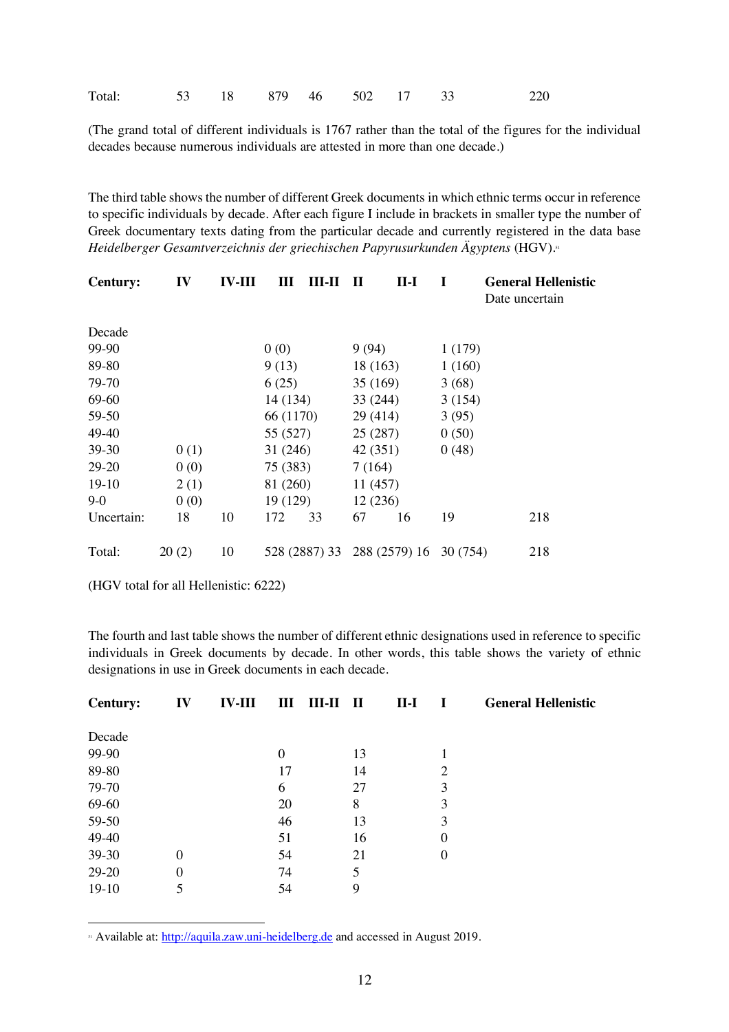| Total: | 53 | 18 | 879 | 46 | 502 | 17 | 33 | 220 |
|---|---|---|---|---|---|---|---|---|

(The grand total of different individuals is 1767 rather than the total of the figures for the individual decades because numerous individuals are attested in more than one decade.)

The third table shows the number of different Greek documents in which ethnic terms occur in reference to specific individuals by decade. After each figure I include in brackets in smaller type the number of Greek documentary texts dating from the particular decade and currently registered in the data base *Heidelberger Gesamtverzeichnis der griechischen Papyrusurkunden Ägyptens* (HGV).[51]

| **Century:** | **IV** | **IV-III** | **III** | **III-II** | **II** | **II-I** | **I** | **General Hellenistic** Date uncertain |
|---|---|---|---|---|---|---|---|---|
| Decade | | | | | | | | |
| 99-90 | | | 0 (0) | | 9 (94) | | 1 (179) | |
| 89-80 | | | 9 (13) | | 18 (163) | | 1 (160) | |
| 79-70 | | | 6 (25) | | 35 (169) | | 3 (68) | |
| 69-60 | | | 14 (134) | | 33 (244) | | 3 (154) | |
| 59-50 | | | 66 (1170) | | 29 (414) | | 3 (95) | |
| 49-40 | | | 55 (527) | | 25 (287) | | 0 (50) | |
| 39-30 | 0 (1) | | 31 (246) | | 42 (351) | | 0 (48) | |
| 29-20 | 0 (0) | | 75 (383) | | 7 (164) | | | |
| 19-10 | 2 (1) | | 81 (260) | | 11 (457) | | | |
| 9-0 | 0 (0) | | 19 (129) | | 12 (236) | | | |
| Uncertain: | 18 | 10 | 172 | 33 | 67 | 16 | 19 | 218 |
| Total: | 20 (2) | 10 | 528 (2887) | 33 | 288 (2579) | 16 | 30 (754) | 218 |

(HGV total for all Hellenistic: 6222)

The fourth and last table shows the number of different ethnic designations used in reference to specific individuals in Greek documents by decade. In other words, this table shows the variety of ethnic designations in use in Greek documents in each decade.

| **Century:** | **IV** | **IV-III** | **III** | **III-II** | **II** | **II-I** | **I** | **General Hellenistic** |
|---|---|---|---|---|---|---|---|---|
| Decade | | | | | | | | |
| 99-90 | | | 0 | | 13 | | 1 | |
| 89-80 | | | 17 | | 14 | | 2 | |
| 79-70 | | | 6 | | 27 | | 3 | |
| 69-60 | | | 20 | | 8 | | 3 | |
| 59-50 | | | 46 | | 13 | | 3 | |
| 49-40 | | | 51 | | 16 | | 0 | |
| 39-30 | 0 | | 54 | | 21 | | 0 | |
| 29-20 | 0 | | 74 | | 5 | | | |
| 19-10 | 5 | | 54 | | 9 | | | |

[51] Available at: http://aquila.zaw.uni-heidelberg.de and accessed in August 2019.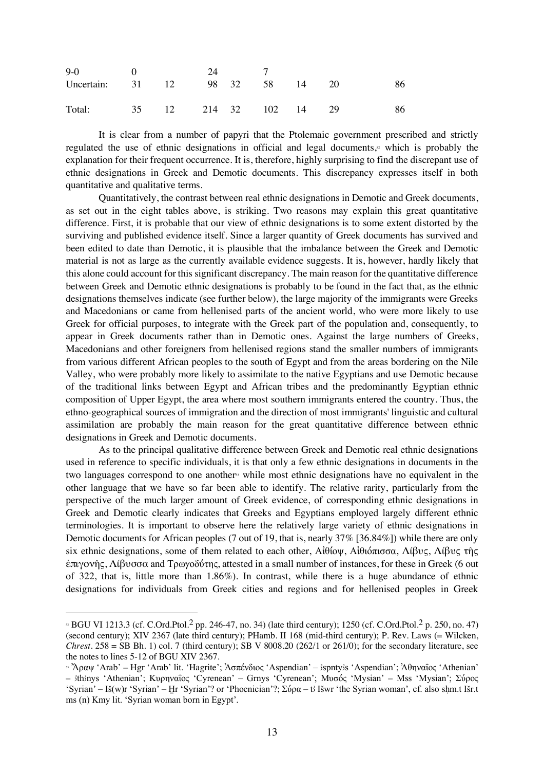| | | | | | | | | |
|---|---|---|---|---|---|---|---|---|
| 9-0 | 0 | | 24 | | 7 | | | |
| Uncertain: | 31 | 12 | 98 | 32 | 58 | 14 | 20 | 86 |
| Total: | 35 | 12 | 214 | 32 | 102 | 14 | 29 | 86 |

It is clear from a number of papyri that the Ptolemaic government prescribed and strictly regulated the use of ethnic designations in official and legal documents,[52] which is probably the explanation for their frequent occurrence. It is, therefore, highly surprising to find the discrepant use of ethnic designations in Greek and Demotic documents. This discrepancy expresses itself in both quantitative and qualitative terms.

Quantitatively, the contrast between real ethnic designations in Demotic and Greek documents, as set out in the eight tables above, is striking. Two reasons may explain this great quantitative difference. First, it is probable that our view of ethnic designations is to some extent distorted by the surviving and published evidence itself. Since a larger quantity of Greek documents has survived and been edited to date than Demotic, it is plausible that the imbalance between the Greek and Demotic material is not as large as the currently available evidence suggests. It is, however, hardly likely that this alone could account for this significant discrepancy. The main reason for the quantitative difference between Greek and Demotic ethnic designations is probably to be found in the fact that, as the ethnic designations themselves indicate (see further below), the large majority of the immigrants were Greeks and Macedonians or came from hellenised parts of the ancient world, who were more likely to use Greek for official purposes, to integrate with the Greek part of the population and, consequently, to appear in Greek documents rather than in Demotic ones. Against the large numbers of Greeks, Macedonians and other foreigners from hellenised regions stand the smaller numbers of immigrants from various different African peoples to the south of Egypt and from the areas bordering on the Nile Valley, who were probably more likely to assimilate to the native Egyptians and use Demotic because of the traditional links between Egypt and African tribes and the predominantly Egyptian ethnic composition of Upper Egypt, the area where most southern immigrants entered the country. Thus, the ethno-geographical sources of immigration and the direction of most immigrants' linguistic and cultural assimilation are probably the main reason for the great quantitative difference between ethnic designations in Greek and Demotic documents.

As to the principal qualitative difference between Greek and Demotic real ethnic designations used in reference to specific individuals, it is that only a few ethnic designations in documents in the two languages correspond to one another[53] while most ethnic designations have no equivalent in the other language that we have so far been able to identify. The relative rarity, particularly from the perspective of the much larger amount of Greek evidence, of corresponding ethnic designations in Greek and Demotic clearly indicates that Greeks and Egyptians employed largely different ethnic terminologies. It is important to observe here the relatively large variety of ethnic designations in Demotic documents for African peoples (7 out of 19, that is, nearly 37% [36.84%]) while there are only six ethnic designations, some of them related to each other, Αἰθίοψ, Αἰθιόπισσα, Λίβυς, Λίβυς τῆς ἐπιγονῆς, Λίβυσσα and Τρωγοδύτης, attested in a small number of instances, for these in Greek (6 out of 322, that is, little more than 1.86%). In contrast, while there is a huge abundance of ethnic designations for individuals from Greek cities and regions and for hellenised peoples in Greek

[52] BGU VI 1213.3 (cf. C.Ord.Ptol.$^2$ pp. 246-47, no. 34) (late third century); 1250 (cf. C.Ord.Ptol.$^2$ p. 250, no. 47) (second century); XIV 2367 (late third century); PHamb. II 168 (mid-third century); P. Rev. Laws (= Wilcken, *Chrest*. 258 = SB Bh. 1) col. 7 (third century); SB V 8008.20 (262/1 or 261/0); for the secondary literature, see the notes to lines 5-12 of BGU XIV 2367.

[53] Ἄραψ 'Arab' – Hgr 'Arab' lit. 'Hagrite'; Ἀσπένδιος 'Aspendian' – ꜣspntyꜣs 'Aspendian'; Ἀθηναῖος 'Athenian' – ꜣthꜣnys 'Athenian'; Κυρηναῖος 'Cyrenean' – Grnys 'Cyrenean'; Μυσός 'Mysian' – Mss 'Mysian'; Σύρος 'Syrian' – Iš(w)r 'Syrian' – Ḫr 'Syrian'? or 'Phoenician'?; Σύρα – tꜣ Išwr 'the Syrian woman', cf. also sḥm.t Išr.t ms (n) Kmy lit. 'Syrian woman born in Egypt'.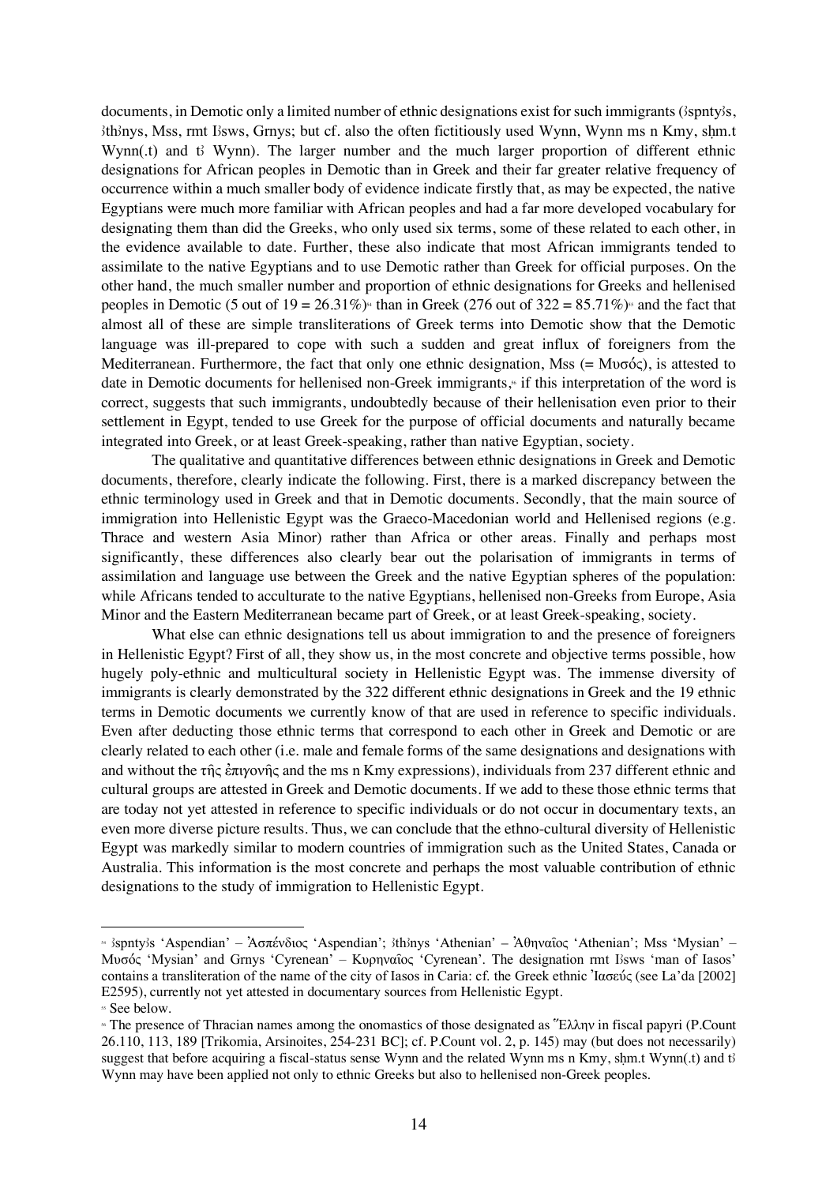documents, in Demotic only a limited number of ethnic designations exist for such immigrants (ꜣspntyꜣs, ꜣthꜣnys, Mss, rmt Iꜣsws, Grnys; but cf. also the often fictitiously used Wynn, Wynn ms n Kmy, sḥm.t Wynn(.t) and tꜣ Wynn). The larger number and the much larger proportion of different ethnic designations for African peoples in Demotic than in Greek and their far greater relative frequency of occurrence within a much smaller body of evidence indicate firstly that, as may be expected, the native Egyptians were much more familiar with African peoples and had a far more developed vocabulary for designating them than did the Greeks, who only used six terms, some of these related to each other, in the evidence available to date. Further, these also indicate that most African immigrants tended to assimilate to the native Egyptians and to use Demotic rather than Greek for official purposes. On the other hand, the much smaller number and proportion of ethnic designations for Greeks and hellenised peoples in Demotic (5 out of 19 = 26.31%)[54] than in Greek (276 out of 322 = 85.71%)[55] and the fact that almost all of these are simple transliterations of Greek terms into Demotic show that the Demotic language was ill-prepared to cope with such a sudden and great influx of foreigners from the Mediterranean. Furthermore, the fact that only one ethnic designation, Mss (= Μυσός), is attested to date in Demotic documents for hellenised non-Greek immigrants,[56] if this interpretation of the word is correct, suggests that such immigrants, undoubtedly because of their hellenisation even prior to their settlement in Egypt, tended to use Greek for the purpose of official documents and naturally became integrated into Greek, or at least Greek-speaking, rather than native Egyptian, society.

The qualitative and quantitative differences between ethnic designations in Greek and Demotic documents, therefore, clearly indicate the following. First, there is a marked discrepancy between the ethnic terminology used in Greek and that in Demotic documents. Secondly, that the main source of immigration into Hellenistic Egypt was the Graeco-Macedonian world and Hellenised regions (e.g. Thrace and western Asia Minor) rather than Africa or other areas. Finally and perhaps most significantly, these differences also clearly bear out the polarisation of immigrants in terms of assimilation and language use between the Greek and the native Egyptian spheres of the population: while Africans tended to acculturate to the native Egyptians, hellenised non-Greeks from Europe, Asia Minor and the Eastern Mediterranean became part of Greek, or at least Greek-speaking, society.

What else can ethnic designations tell us about immigration to and the presence of foreigners in Hellenistic Egypt? First of all, they show us, in the most concrete and objective terms possible, how hugely poly-ethnic and multicultural society in Hellenistic Egypt was. The immense diversity of immigrants is clearly demonstrated by the 322 different ethnic designations in Greek and the 19 ethnic terms in Demotic documents we currently know of that are used in reference to specific individuals. Even after deducting those ethnic terms that correspond to each other in Greek and Demotic or are clearly related to each other (i.e. male and female forms of the same designations and designations with and without the τῆς ἐπιγονῆς and the ms n Kmy expressions), individuals from 237 different ethnic and cultural groups are attested in Greek and Demotic documents. If we add to these those ethnic terms that are today not yet attested in reference to specific individuals or do not occur in documentary texts, an even more diverse picture results. Thus, we can conclude that the ethno-cultural diversity of Hellenistic Egypt was markedly similar to modern countries of immigration such as the United States, Canada or Australia. This information is the most concrete and perhaps the most valuable contribution of ethnic designations to the study of immigration to Hellenistic Egypt.

---

[54] ꜣspntyꜣs 'Aspendian' – Ἀσπένδιος 'Aspendian'; ꜣthꜣnys 'Athenian' – Ἀθηναῖος 'Athenian'; Mss 'Mysian' – Μυσός 'Mysian' and Grnys 'Cyrenean' – Κυρηναῖος 'Cyrenean'. The designation rmt Iꜣsws 'man of Iasos' contains a transliteration of the name of the city of Iasos in Caria: cf. the Greek ethnic Ἰασεύς (see La'da [2002] E2595), currently not yet attested in documentary sources from Hellenistic Egypt.

[55] See below.

[56] The presence of Thracian names among the onomastics of those designated as Ἕλλην in fiscal papyri (P.Count 26.110, 113, 189 [Trikomia, Arsinoites, 254-231 BC]; cf. P.Count vol. 2, p. 145) may (but does not necessarily) suggest that before acquiring a fiscal-status sense Wynn and the related Wynn ms n Kmy, sḥm.t Wynn(.t) and tꜣ Wynn may have been applied not only to ethnic Greeks but also to hellenised non-Greek peoples.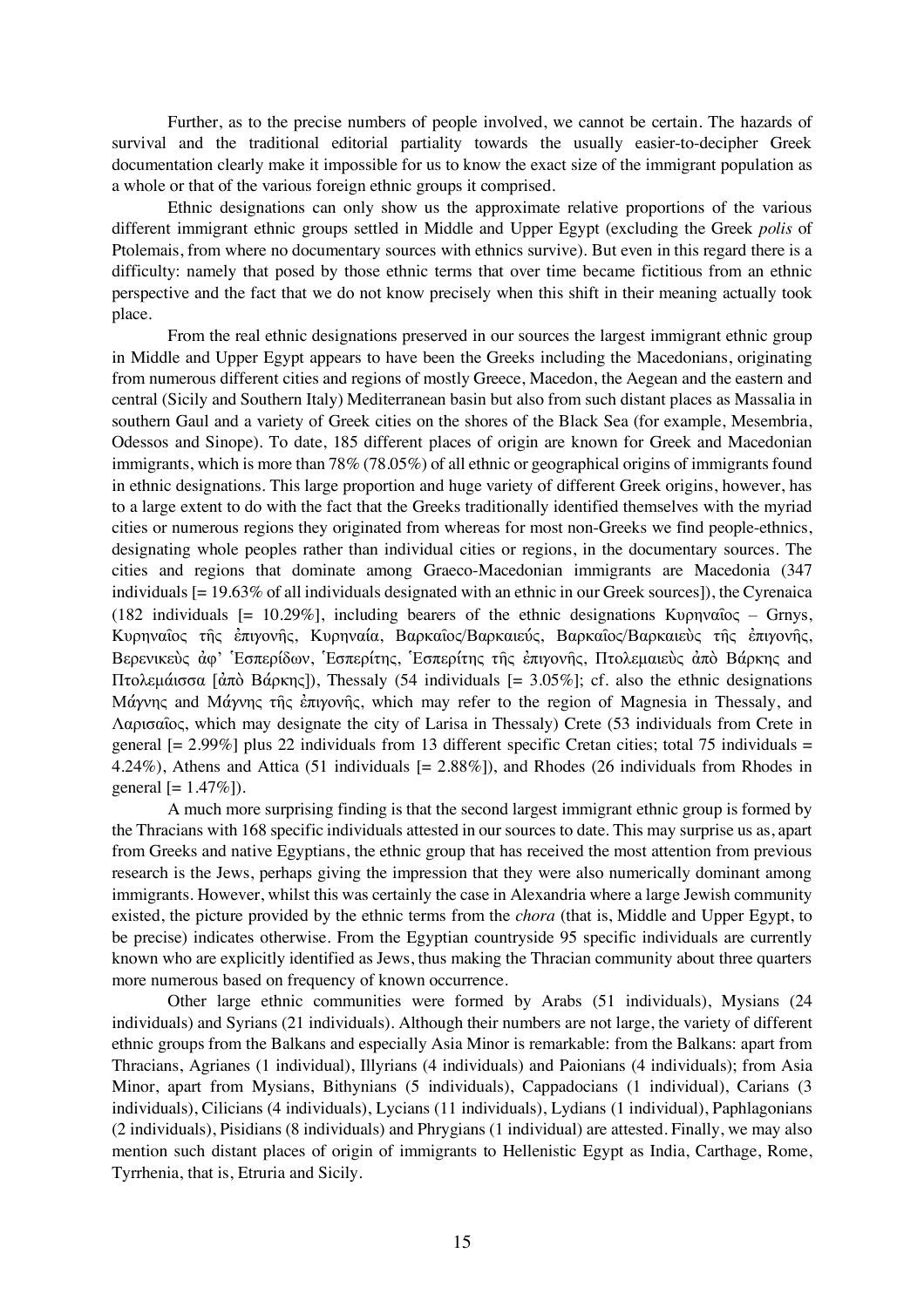Further, as to the precise numbers of people involved, we cannot be certain. The hazards of survival and the traditional editorial partiality towards the usually easier-to-decipher Greek documentation clearly make it impossible for us to know the exact size of the immigrant population as a whole or that of the various foreign ethnic groups it comprised.

Ethnic designations can only show us the approximate relative proportions of the various different immigrant ethnic groups settled in Middle and Upper Egypt (excluding the Greek *polis* of Ptolemais, from where no documentary sources with ethnics survive). But even in this regard there is a difficulty: namely that posed by those ethnic terms that over time became fictitious from an ethnic perspective and the fact that we do not know precisely when this shift in their meaning actually took place.

From the real ethnic designations preserved in our sources the largest immigrant ethnic group in Middle and Upper Egypt appears to have been the Greeks including the Macedonians, originating from numerous different cities and regions of mostly Greece, Macedon, the Aegean and the eastern and central (Sicily and Southern Italy) Mediterranean basin but also from such distant places as Massalia in southern Gaul and a variety of Greek cities on the shores of the Black Sea (for example, Mesembria, Odessos and Sinope). To date, 185 different places of origin are known for Greek and Macedonian immigrants, which is more than 78% (78.05%) of all ethnic or geographical origins of immigrants found in ethnic designations. This large proportion and huge variety of different Greek origins, however, has to a large extent to do with the fact that the Greeks traditionally identified themselves with the myriad cities or numerous regions they originated from whereas for most non-Greeks we find people-ethnics, designating whole peoples rather than individual cities or regions, in the documentary sources. The cities and regions that dominate among Graeco-Macedonian immigrants are Macedonia (347 individuals [= 19.63% of all individuals designated with an ethnic in our Greek sources]), the Cyrenaica (182 individuals [= 10.29%], including bearers of the ethnic designations Κυρηναῖος – Grnys, Κυρηναῖος τῆς ἐπιγονῆς, Κυρηναία, Βαρκαῖος/Βαρκαιεύς, Βαρκαῖος/Βαρκαιεὺς τῆς ἐπιγονῆς, Βερενικεὺς ἀφ' Ἑσπερίδων, Ἑσπερίτης, Ἑσπερίτης τῆς ἐπιγονῆς, Πτολεμαιεὺς ἀπὸ Βάρκης and Πτολεμάισσα [ἀπὸ Βάρκης]), Thessaly (54 individuals [= 3.05%]; cf. also the ethnic designations Μάγνης and Μάγνης τῆς ἐπιγονῆς, which may refer to the region of Magnesia in Thessaly, and Λαρισαῖος, which may designate the city of Larisa in Thessaly) Crete (53 individuals from Crete in general [= 2.99%] plus 22 individuals from 13 different specific Cretan cities; total 75 individuals = 4.24%), Athens and Attica (51 individuals [= 2.88%]), and Rhodes (26 individuals from Rhodes in general [= 1.47%]).

A much more surprising finding is that the second largest immigrant ethnic group is formed by the Thracians with 168 specific individuals attested in our sources to date. This may surprise us as, apart from Greeks and native Egyptians, the ethnic group that has received the most attention from previous research is the Jews, perhaps giving the impression that they were also numerically dominant among immigrants. However, whilst this was certainly the case in Alexandria where a large Jewish community existed, the picture provided by the ethnic terms from the *chora* (that is, Middle and Upper Egypt, to be precise) indicates otherwise. From the Egyptian countryside 95 specific individuals are currently known who are explicitly identified as Jews, thus making the Thracian community about three quarters more numerous based on frequency of known occurrence.

Other large ethnic communities were formed by Arabs (51 individuals), Mysians (24 individuals) and Syrians (21 individuals). Although their numbers are not large, the variety of different ethnic groups from the Balkans and especially Asia Minor is remarkable: from the Balkans: apart from Thracians, Agrianes (1 individual), Illyrians (4 individuals) and Paionians (4 individuals); from Asia Minor, apart from Mysians, Bithynians (5 individuals), Cappadocians (1 individual), Carians (3 individuals), Cilicians (4 individuals), Lycians (11 individuals), Lydians (1 individual), Paphlagonians (2 individuals), Pisidians (8 individuals) and Phrygians (1 individual) are attested. Finally, we may also mention such distant places of origin of immigrants to Hellenistic Egypt as India, Carthage, Rome, Tyrrhenia, that is, Etruria and Sicily.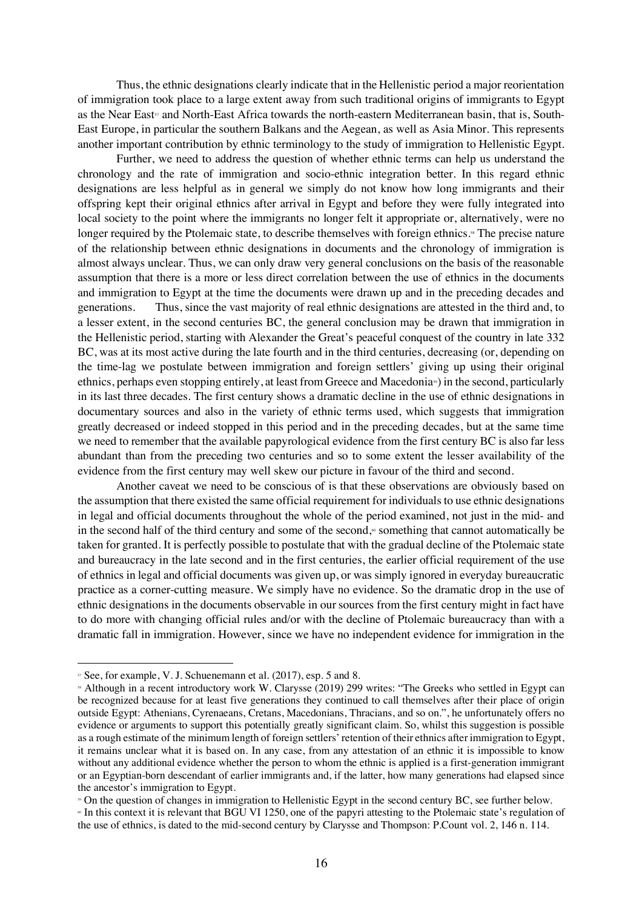Thus, the ethnic designations clearly indicate that in the Hellenistic period a major reorientation of immigration took place to a large extent away from such traditional origins of immigrants to Egypt as the Near East[57] and North-East Africa towards the north-eastern Mediterranean basin, that is, South-East Europe, in particular the southern Balkans and the Aegean, as well as Asia Minor. This represents another important contribution by ethnic terminology to the study of immigration to Hellenistic Egypt.

Further, we need to address the question of whether ethnic terms can help us understand the chronology and the rate of immigration and socio-ethnic integration better. In this regard ethnic designations are less helpful as in general we simply do not know how long immigrants and their offspring kept their original ethnics after arrival in Egypt and before they were fully integrated into local society to the point where the immigrants no longer felt it appropriate or, alternatively, were no longer required by the Ptolemaic state, to describe themselves with foreign ethnics.[58] The precise nature of the relationship between ethnic designations in documents and the chronology of immigration is almost always unclear. Thus, we can only draw very general conclusions on the basis of the reasonable assumption that there is a more or less direct correlation between the use of ethnics in the documents and immigration to Egypt at the time the documents were drawn up and in the preceding decades and generations. Thus, since the vast majority of real ethnic designations are attested in the third and, to a lesser extent, in the second centuries BC, the general conclusion may be drawn that immigration in the Hellenistic period, starting with Alexander the Great's peaceful conquest of the country in late 332 BC, was at its most active during the late fourth and in the third centuries, decreasing (or, depending on the time-lag we postulate between immigration and foreign settlers' giving up using their original ethnics, perhaps even stopping entirely, at least from Greece and Macedonia[59]) in the second, particularly in its last three decades. The first century shows a dramatic decline in the use of ethnic designations in documentary sources and also in the variety of ethnic terms used, which suggests that immigration greatly decreased or indeed stopped in this period and in the preceding decades, but at the same time we need to remember that the available papyrological evidence from the first century BC is also far less abundant than from the preceding two centuries and so to some extent the lesser availability of the evidence from the first century may well skew our picture in favour of the third and second.

Another caveat we need to be conscious of is that these observations are obviously based on the assumption that there existed the same official requirement for individuals to use ethnic designations in legal and official documents throughout the whole of the period examined, not just in the mid- and in the second half of the third century and some of the second,[60] something that cannot automatically be taken for granted. It is perfectly possible to postulate that with the gradual decline of the Ptolemaic state and bureaucracy in the late second and in the first centuries, the earlier official requirement of the use of ethnics in legal and official documents was given up, or was simply ignored in everyday bureaucratic practice as a corner-cutting measure. We simply have no evidence. So the dramatic drop in the use of ethnic designations in the documents observable in our sources from the first century might in fact have to do more with changing official rules and/or with the decline of Ptolemaic bureaucracy than with a dramatic fall in immigration. However, since we have no independent evidence for immigration in the

---

[57] See, for example, V. J. Schuenemann et al. (2017), esp. 5 and 8.

[58] Although in a recent introductory work W. Clarysse (2019) 299 writes: "The Greeks who settled in Egypt can be recognized because for at least five generations they continued to call themselves after their place of origin outside Egypt: Athenians, Cyrenaeans, Cretans, Macedonians, Thracians, and so on.", he unfortunately offers no evidence or arguments to support this potentially greatly significant claim. So, whilst this suggestion is possible as a rough estimate of the minimum length of foreign settlers' retention of their ethnics after immigration to Egypt, it remains unclear what it is based on. In any case, from any attestation of an ethnic it is impossible to know without any additional evidence whether the person to whom the ethnic is applied is a first-generation immigrant or an Egyptian-born descendant of earlier immigrants and, if the latter, how many generations had elapsed since the ancestor's immigration to Egypt.

[59] On the question of changes in immigration to Hellenistic Egypt in the second century BC, see further below.

[60] In this context it is relevant that BGU VI 1250, one of the papyri attesting to the Ptolemaic state's regulation of the use of ethnics, is dated to the mid-second century by Clarysse and Thompson: P.Count vol. 2, 146 n. 114.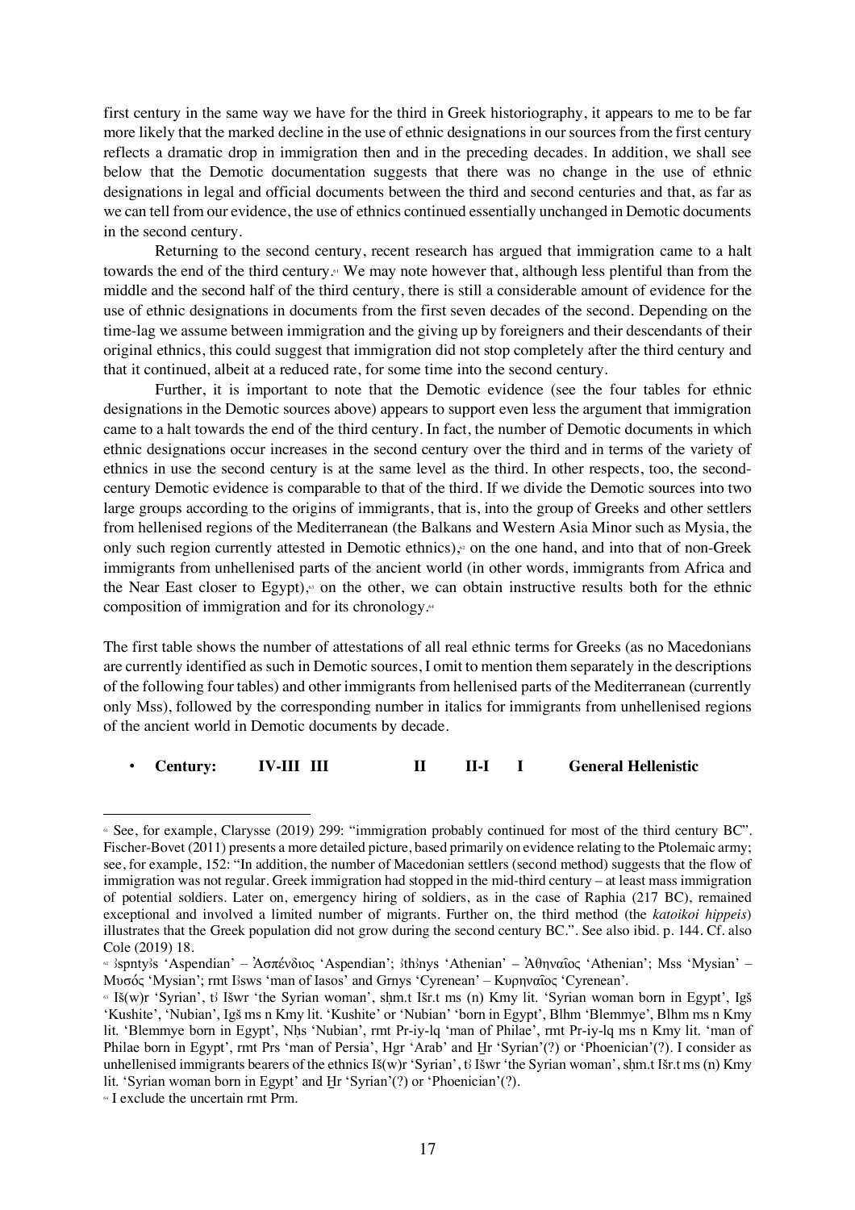first century in the same way we have for the third in Greek historiography, it appears to me to be far more likely that the marked decline in the use of ethnic designations in our sources from the first century reflects a dramatic drop in immigration then and in the preceding decades. In addition, we shall see below that the Demotic documentation suggests that there was no change in the use of ethnic designations in legal and official documents between the third and second centuries and that, as far as we can tell from our evidence, the use of ethnics continued essentially unchanged in Demotic documents in the second century.

Returning to the second century, recent research has argued that immigration came to a halt towards the end of the third century.[61] We may note however that, although less plentiful than from the middle and the second half of the third century, there is still a considerable amount of evidence for the use of ethnic designations in documents from the first seven decades of the second. Depending on the time-lag we assume between immigration and the giving up by foreigners and their descendants of their original ethnics, this could suggest that immigration did not stop completely after the third century and that it continued, albeit at a reduced rate, for some time into the second century.

Further, it is important to note that the Demotic evidence (see the four tables for ethnic designations in the Demotic sources above) appears to support even less the argument that immigration came to a halt towards the end of the third century. In fact, the number of Demotic documents in which ethnic designations occur increases in the second century over the third and in terms of the variety of ethnics in use the second century is at the same level as the third. In other respects, too, the second-century Demotic evidence is comparable to that of the third. If we divide the Demotic sources into two large groups according to the origins of immigrants, that is, into the group of Greeks and other settlers from hellenised regions of the Mediterranean (the Balkans and Western Asia Minor such as Mysia, the only such region currently attested in Demotic ethnics),[62] on the one hand, and into that of non-Greek immigrants from unhellenised parts of the ancient world (in other words, immigrants from Africa and the Near East closer to Egypt),[63] on the other, we can obtain instructive results both for the ethnic composition of immigration and for its chronology.[64]

The first table shows the number of attestations of all real ethnic terms for Greeks (as no Macedonians are currently identified as such in Demotic sources, I omit to mention them separately in the descriptions of the following four tables) and other immigrants from hellenised parts of the Mediterranean (currently only Mss), followed by the corresponding number in italics for immigrants from unhellenised regions of the ancient world in Demotic documents by decade.

- **Century: IV-III III II II-I I General Hellenistic**

---

[61] See, for example, Clarysse (2019) 299: "immigration probably continued for most of the third century BC". Fischer-Bovet (2011) presents a more detailed picture, based primarily on evidence relating to the Ptolemaic army; see, for example, 152: "In addition, the number of Macedonian settlers (second method) suggests that the flow of immigration was not regular. Greek immigration had stopped in the mid-third century – at least mass immigration of potential soldiers. Later on, emergency hiring of soldiers, as in the case of Raphia (217 BC), remained exceptional and involved a limited number of migrants. Further on, the third method (the *katoikoi hippeis*) illustrates that the Greek population did not grow during the second century BC.". See also ibid. p. 144. Cf. also Cole (2019) 18.

[62] ꜣspntyꜣs 'Aspendian' – Ἀσπένδιος 'Aspendian'; ꜣthꜣnys 'Athenian' – Ἀθηναῖος 'Athenian'; Mss 'Mysian' – Μυσός 'Mysian'; rmt Iꜣsws 'man of Iasos' and Grnys 'Cyrenean' – Κυρηναῖος 'Cyrenean'.

[63] Iš(w)r 'Syrian', tꜣ Išwr 'the Syrian woman', sḥm.t Išr.t ms (n) Kmy lit. 'Syrian woman born in Egypt', Igš 'Kushite', 'Nubian', Igš ms n Kmy lit. 'Kushite' or 'Nubian' 'born in Egypt', Blhm 'Blemmye', Blhm ms n Kmy lit. 'Blemmye born in Egypt', Nḥs 'Nubian', rmt Pr-iy-lq 'man of Philae', rmt Pr-iy-lq ms n Kmy lit. 'man of Philae born in Egypt', rmt Prs 'man of Persia', Hgr 'Arab' and Ḫr 'Syrian'(?) or 'Phoenician'(?). I consider as unhellenised immigrants bearers of the ethnics Iš(w)r 'Syrian', tꜣ Išwr 'the Syrian woman', sḥm.t Išr.t ms (n) Kmy lit. 'Syrian woman born in Egypt' and Ḫr 'Syrian'(?) or 'Phoenician'(?).

[64] I exclude the uncertain rmt Prm.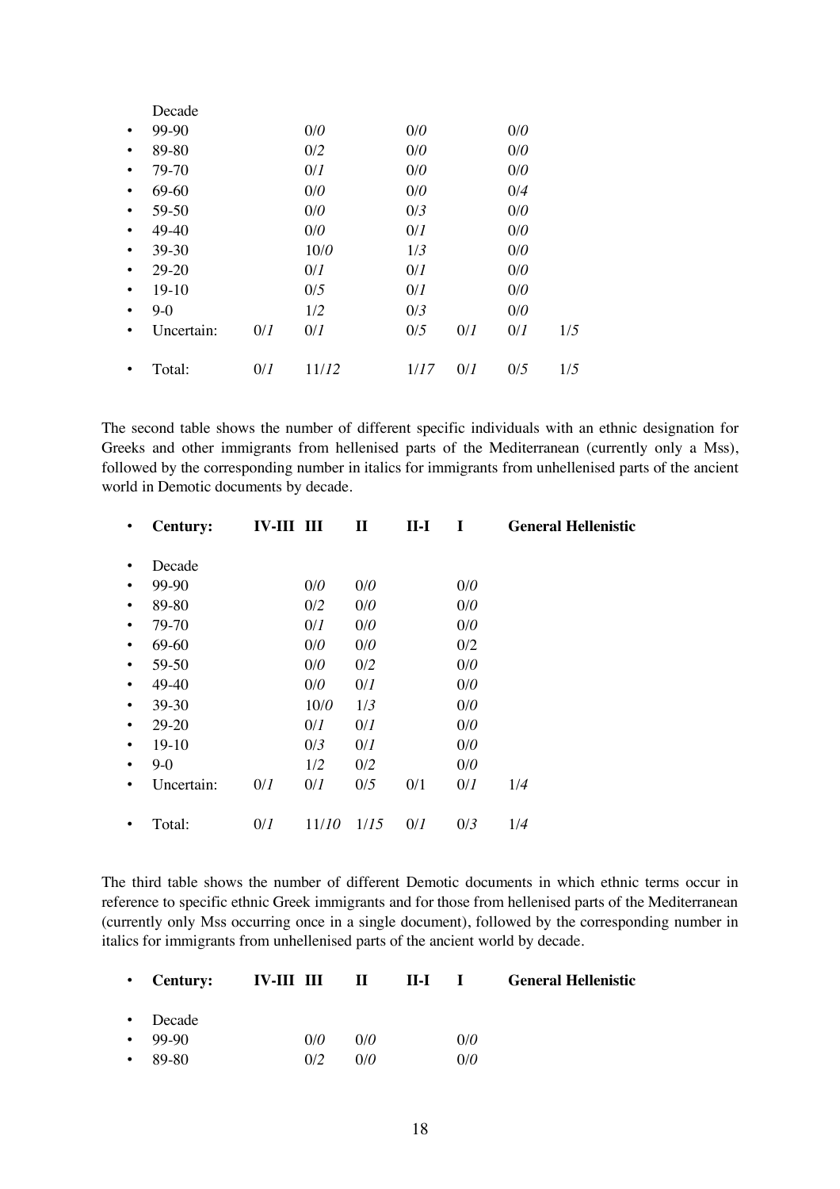| | | | | | | |
|---|---|---|---|---|---|---|
| Decade | | | | | | |
| 99-90 | | 0/*0* | 0/*0* | | 0/*0* | |
| 89-80 | | 0/2 | 0/*0* | | 0/*0* | |
| 79-70 | | 0/*1* | 0/*0* | | 0/*0* | |
| 69-60 | | 0/*0* | 0/*0* | | 0/4 | |
| 59-50 | | 0/*0* | 0/*3* | | 0/*0* | |
| 49-40 | | 0/*0* | 0/*1* | | 0/*0* | |
| 39-30 | | 10/*0* | 1/*3* | | 0/*0* | |
| 29-20 | | 0/*1* | 0/*1* | | 0/*0* | |
| 19-10 | | 0/5 | 0/*1* | | 0/*0* | |
| 9-0 | | 1/2 | 0/*3* | | 0/*0* | |
| Uncertain: | 0/*1* | 0/*1* | 0/5 | 0/*1* | 0/*1* | 1/5 |
| Total: | 0/*1* | 11/*12* | 1/*17* | 0/*1* | 0/5 | 1/5 |

The second table shows the number of different specific individuals with an ethnic designation for Greeks and other immigrants from hellenised parts of the Mediterranean (currently only a Mss), followed by the corresponding number in italics for immigrants from unhellenised parts of the ancient world in Demotic documents by decade.

| **Century:** | **IV-III** | **III** | **II** | **II-I** | **I** | **General Hellenistic** |
|---|---|---|---|---|---|---|
| Decade | | | | | | |
| 99-90 | | 0/*0* | 0/*0* | | 0/*0* | |
| 89-80 | | 0/2 | 0/*0* | | 0/*0* | |
| 79-70 | | 0/*1* | 0/*0* | | 0/*0* | |
| 69-60 | | 0/*0* | 0/*0* | | 0/2 | |
| 59-50 | | 0/*0* | 0/2 | | 0/*0* | |
| 49-40 | | 0/*0* | 0/*1* | | 0/*0* | |
| 39-30 | | 10/*0* | 1/*3* | | 0/*0* | |
| 29-20 | | 0/*1* | 0/*1* | | 0/*0* | |
| 19-10 | | 0/*3* | 0/*1* | | 0/*0* | |
| 9-0 | | 1/2 | 0/2 | | 0/*0* | |
| Uncertain: | 0/*1* | 0/*1* | 0/5 | 0/1 | 0/*1* | 1/*4* |
| Total: | 0/*1* | 11/*10* | 1/*15* | 0/*1* | 0/*3* | 1/*4* |

The third table shows the number of different Demotic documents in which ethnic terms occur in reference to specific ethnic Greek immigrants and for those from hellenised parts of the Mediterranean (currently only Mss occurring once in a single document), followed by the corresponding number in italics for immigrants from unhellenised parts of the ancient world by decade.

| **Century:** | **IV-III** | **III** | **II** | **II-I** | **I** | **General Hellenistic** |
|---|---|---|---|---|---|---|
| Decade | | | | | | |
| 99-90 | | 0/*0* | 0/*0* | | 0/*0* | |
| 89-80 | | 0/2 | 0/*0* | | 0/*0* | |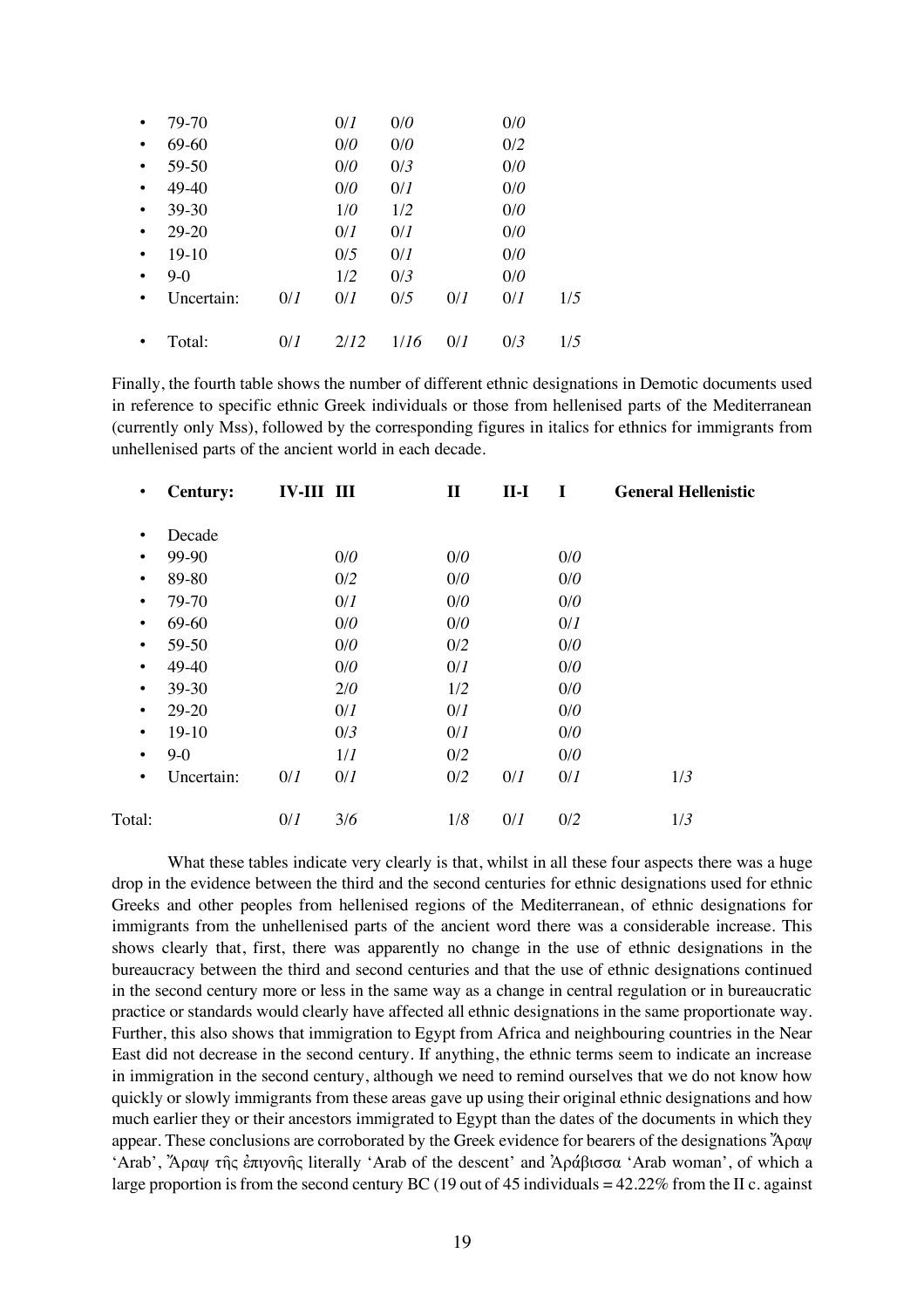| | | | | | | |
|---|---|---|---|---|---|---|
| 79-70 | | 0/*1* | 0/*0* | | 0/*0* | |
| 69-60 | | 0/*0* | 0/*0* | | 0/*2* | |
| 59-50 | | 0/*0* | 0/*3* | | 0/*0* | |
| 49-40 | | 0/*0* | 0/*1* | | 0/*0* | |
| 39-30 | | 1/*0* | 1/*2* | | 0/*0* | |
| 29-20 | | 0/*1* | 0/*1* | | 0/*0* | |
| 19-10 | | 0/*5* | 0/*1* | | 0/*0* | |
| 9-0 | | 1/*2* | 0/*3* | | 0/*0* | |
| Uncertain: | 0/*1* | 0/*1* | 0/*5* | 0/*1* | 0/*1* | 1/*5* |
| Total: | 0/*1* | 2/*12* | 1/*16* | 0/*1* | 0/*3* | 1/*5* |

Finally, the fourth table shows the number of different ethnic designations in Demotic documents used in reference to specific ethnic Greek individuals or those from hellenised parts of the Mediterranean (currently only Mss), followed by the corresponding figures in italics for ethnics for immigrants from unhellenised parts of the ancient world in each decade.

| **Century:** | **IV-III** | **III** | **II** | **II-I** | **I** | **General Hellenistic** |
|---|---|---|---|---|---|---|
| Decade | | | | | | |
| 99-90 | | 0/*0* | 0/*0* | | 0/*0* | |
| 89-80 | | 0/*2* | 0/*0* | | 0/*0* | |
| 79-70 | | 0/*1* | 0/*0* | | 0/*0* | |
| 69-60 | | 0/*0* | 0/*0* | | 0/*1* | |
| 59-50 | | 0/*0* | 0/*2* | | 0/*0* | |
| 49-40 | | 0/*0* | 0/*1* | | 0/*0* | |
| 39-30 | | 2/*0* | 1/*2* | | 0/*0* | |
| 29-20 | | 0/*1* | 0/*1* | | 0/*0* | |
| 19-10 | | 0/*3* | 0/*1* | | 0/*0* | |
| 9-0 | | 1/*1* | 0/*2* | | 0/*0* | |
| Uncertain: | 0/*1* | 0/*1* | 0/*2* | 0/*1* | 0/*1* | 1/*3* |
| Total: | 0/*1* | 3/*6* | 1/*8* | 0/*1* | 0/*2* | 1/*3* |

What these tables indicate very clearly is that, whilst in all these four aspects there was a huge drop in the evidence between the third and the second centuries for ethnic designations used for ethnic Greeks and other peoples from hellenised regions of the Mediterranean, of ethnic designations for immigrants from the unhellenised parts of the ancient word there was a considerable increase. This shows clearly that, first, there was apparently no change in the use of ethnic designations in the bureaucracy between the third and second centuries and that the use of ethnic designations continued in the second century more or less in the same way as a change in central regulation or in bureaucratic practice or standards would clearly have affected all ethnic designations in the same proportionate way. Further, this also shows that immigration to Egypt from Africa and neighbouring countries in the Near East did not decrease in the second century. If anything, the ethnic terms seem to indicate an increase in immigration in the second century, although we need to remind ourselves that we do not know how quickly or slowly immigrants from these areas gave up using their original ethnic designations and how much earlier they or their ancestors immigrated to Egypt than the dates of the documents in which they appear. These conclusions are corroborated by the Greek evidence for bearers of the designations Ἄραψ 'Arab', Ἄραψ τῆς ἐπιγονῆς literally 'Arab of the descent' and Ἀράβισσα 'Arab woman', of which a large proportion is from the second century BC (19 out of 45 individuals = 42.22% from the II c. against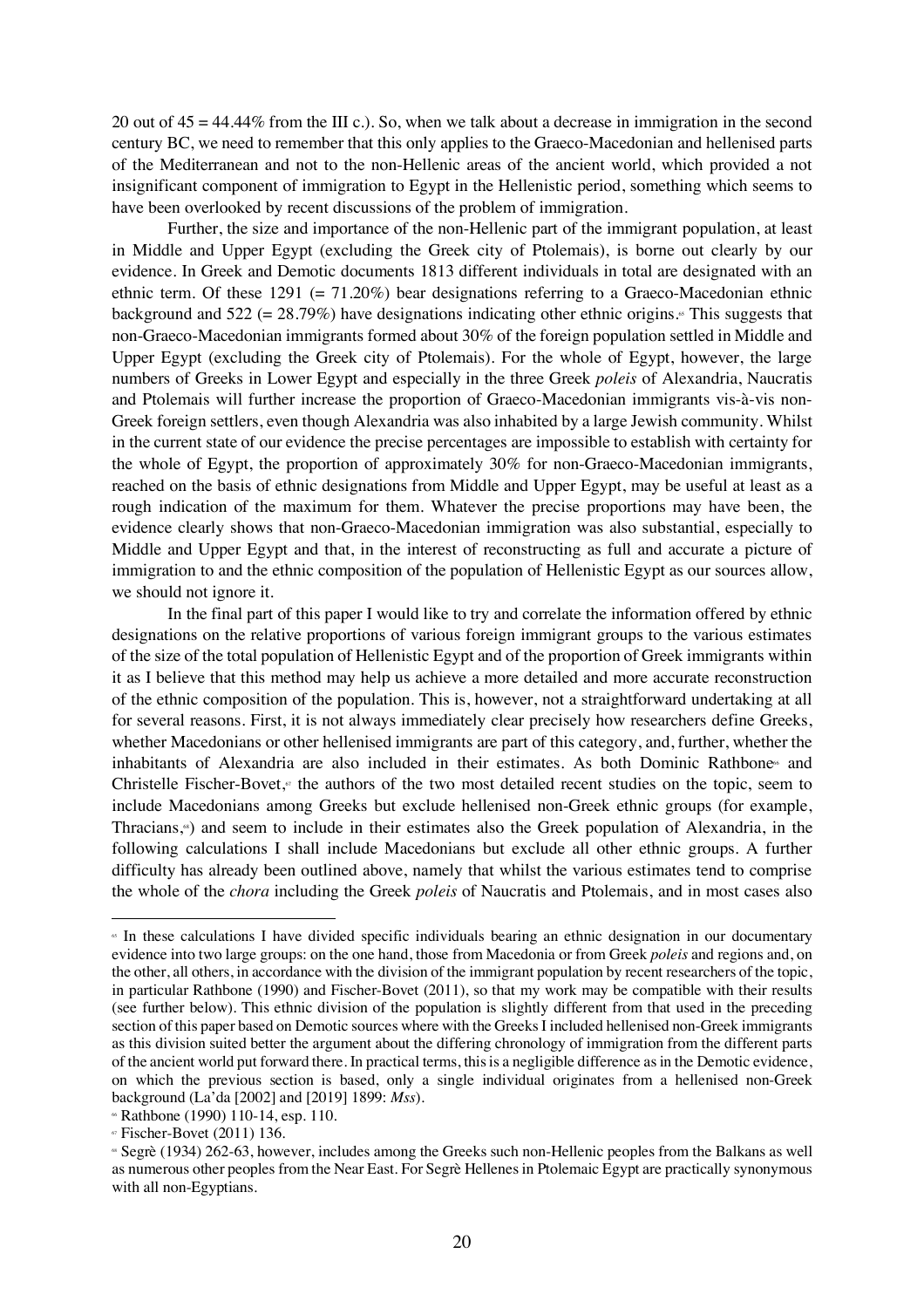20 out of 45 = 44.44% from the III c.). So, when we talk about a decrease in immigration in the second century BC, we need to remember that this only applies to the Graeco-Macedonian and hellenised parts of the Mediterranean and not to the non-Hellenic areas of the ancient world, which provided a not insignificant component of immigration to Egypt in the Hellenistic period, something which seems to have been overlooked by recent discussions of the problem of immigration.

Further, the size and importance of the non-Hellenic part of the immigrant population, at least in Middle and Upper Egypt (excluding the Greek city of Ptolemais), is borne out clearly by our evidence. In Greek and Demotic documents 1813 different individuals in total are designated with an ethnic term. Of these 1291 (= 71.20%) bear designations referring to a Graeco-Macedonian ethnic background and 522 (= 28.79%) have designations indicating other ethnic origins.[65] This suggests that non-Graeco-Macedonian immigrants formed about 30% of the foreign population settled in Middle and Upper Egypt (excluding the Greek city of Ptolemais). For the whole of Egypt, however, the large numbers of Greeks in Lower Egypt and especially in the three Greek *poleis* of Alexandria, Naucratis and Ptolemais will further increase the proportion of Graeco-Macedonian immigrants vis-à-vis non-Greek foreign settlers, even though Alexandria was also inhabited by a large Jewish community. Whilst in the current state of our evidence the precise percentages are impossible to establish with certainty for the whole of Egypt, the proportion of approximately 30% for non-Graeco-Macedonian immigrants, reached on the basis of ethnic designations from Middle and Upper Egypt, may be useful at least as a rough indication of the maximum for them. Whatever the precise proportions may have been, the evidence clearly shows that non-Graeco-Macedonian immigration was also substantial, especially to Middle and Upper Egypt and that, in the interest of reconstructing as full and accurate a picture of immigration to and the ethnic composition of the population of Hellenistic Egypt as our sources allow, we should not ignore it.

In the final part of this paper I would like to try and correlate the information offered by ethnic designations on the relative proportions of various foreign immigrant groups to the various estimates of the size of the total population of Hellenistic Egypt and of the proportion of Greek immigrants within it as I believe that this method may help us achieve a more detailed and more accurate reconstruction of the ethnic composition of the population. This is, however, not a straightforward undertaking at all for several reasons. First, it is not always immediately clear precisely how researchers define Greeks, whether Macedonians or other hellenised immigrants are part of this category, and, further, whether the inhabitants of Alexandria are also included in their estimates. As both Dominic Rathbone[66] and Christelle Fischer-Bovet,[67] the authors of the two most detailed recent studies on the topic, seem to include Macedonians among Greeks but exclude hellenised non-Greek ethnic groups (for example, Thracians,[68]) and seem to include in their estimates also the Greek population of Alexandria, in the following calculations I shall include Macedonians but exclude all other ethnic groups. A further difficulty has already been outlined above, namely that whilst the various estimates tend to comprise the whole of the *chora* including the Greek *poleis* of Naucratis and Ptolemais, and in most cases also

---

[65] In these calculations I have divided specific individuals bearing an ethnic designation in our documentary evidence into two large groups: on the one hand, those from Macedonia or from Greek *poleis* and regions and, on the other, all others, in accordance with the division of the immigrant population by recent researchers of the topic, in particular Rathbone (1990) and Fischer-Bovet (2011), so that my work may be compatible with their results (see further below). This ethnic division of the population is slightly different from that used in the preceding section of this paper based on Demotic sources where with the Greeks I included hellenised non-Greek immigrants as this division suited better the argument about the differing chronology of immigration from the different parts of the ancient world put forward there. In practical terms, this is a negligible difference as in the Demotic evidence, on which the previous section is based, only a single individual originates from a hellenised non-Greek background (La'da [2002] and [2019] 1899: *Mss*).

[66] Rathbone (1990) 110-14, esp. 110.

[67] Fischer-Bovet (2011) 136.

[68] Segrè (1934) 262-63, however, includes among the Greeks such non-Hellenic peoples from the Balkans as well as numerous other peoples from the Near East. For Segrè Hellenes in Ptolemaic Egypt are practically synonymous with all non-Egyptians.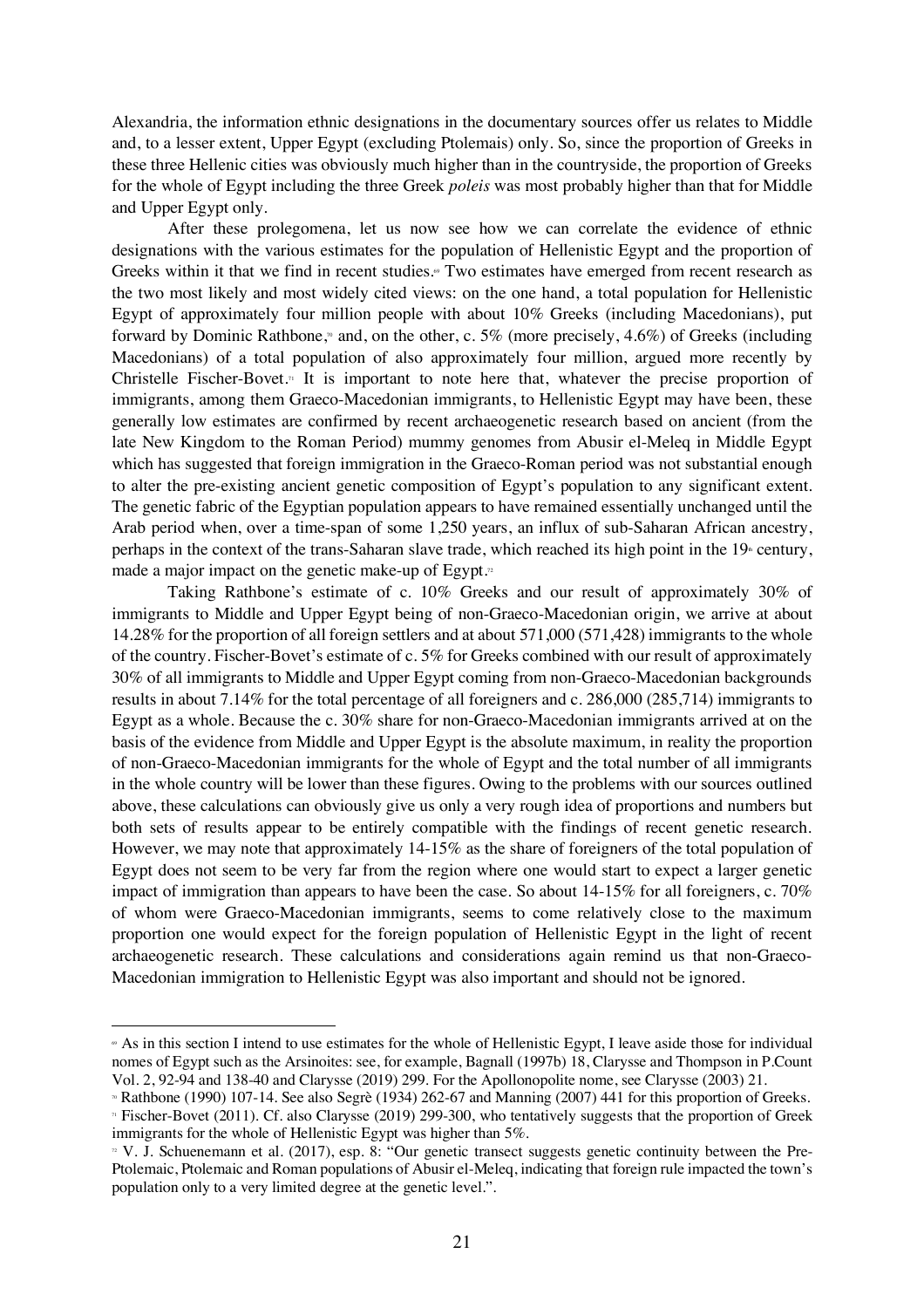Alexandria, the information ethnic designations in the documentary sources offer us relates to Middle and, to a lesser extent, Upper Egypt (excluding Ptolemais) only. So, since the proportion of Greeks in these three Hellenic cities was obviously much higher than in the countryside, the proportion of Greeks for the whole of Egypt including the three Greek *poleis* was most probably higher than that for Middle and Upper Egypt only.

After these prolegomena, let us now see how we can correlate the evidence of ethnic designations with the various estimates for the population of Hellenistic Egypt and the proportion of Greeks within it that we find in recent studies.[69] Two estimates have emerged from recent research as the two most likely and most widely cited views: on the one hand, a total population for Hellenistic Egypt of approximately four million people with about 10% Greeks (including Macedonians), put forward by Dominic Rathbone,[70] and, on the other, c. 5% (more precisely, 4.6%) of Greeks (including Macedonians) of a total population of also approximately four million, argued more recently by Christelle Fischer-Bovet.[71] It is important to note here that, whatever the precise proportion of immigrants, among them Graeco-Macedonian immigrants, to Hellenistic Egypt may have been, these generally low estimates are confirmed by recent archaeogenetic research based on ancient (from the late New Kingdom to the Roman Period) mummy genomes from Abusir el-Meleq in Middle Egypt which has suggested that foreign immigration in the Graeco-Roman period was not substantial enough to alter the pre-existing ancient genetic composition of Egypt's population to any significant extent. The genetic fabric of the Egyptian population appears to have remained essentially unchanged until the Arab period when, over a time-span of some 1,250 years, an influx of sub-Saharan African ancestry, perhaps in the context of the trans-Saharan slave trade, which reached its high point in the 19th century, made a major impact on the genetic make-up of Egypt.[72]

Taking Rathbone's estimate of c. 10% Greeks and our result of approximately 30% of immigrants to Middle and Upper Egypt being of non-Graeco-Macedonian origin, we arrive at about 14.28% for the proportion of all foreign settlers and at about 571,000 (571,428) immigrants to the whole of the country. Fischer-Bovet's estimate of c. 5% for Greeks combined with our result of approximately 30% of all immigrants to Middle and Upper Egypt coming from non-Graeco-Macedonian backgrounds results in about 7.14% for the total percentage of all foreigners and c. 286,000 (285,714) immigrants to Egypt as a whole. Because the c. 30% share for non-Graeco-Macedonian immigrants arrived at on the basis of the evidence from Middle and Upper Egypt is the absolute maximum, in reality the proportion of non-Graeco-Macedonian immigrants for the whole of Egypt and the total number of all immigrants in the whole country will be lower than these figures. Owing to the problems with our sources outlined above, these calculations can obviously give us only a very rough idea of proportions and numbers but both sets of results appear to be entirely compatible with the findings of recent genetic research. However, we may note that approximately 14-15% as the share of foreigners of the total population of Egypt does not seem to be very far from the region where one would start to expect a larger genetic impact of immigration than appears to have been the case. So about 14-15% for all foreigners, c. 70% of whom were Graeco-Macedonian immigrants, seems to come relatively close to the maximum proportion one would expect for the foreign population of Hellenistic Egypt in the light of recent archaeogenetic research. These calculations and considerations again remind us that non-Graeco-Macedonian immigration to Hellenistic Egypt was also important and should not be ignored.

---

[69] As in this section I intend to use estimates for the whole of Hellenistic Egypt, I leave aside those for individual nomes of Egypt such as the Arsinoites: see, for example, Bagnall (1997b) 18, Clarysse and Thompson in P.Count Vol. 2, 92-94 and 138-40 and Clarysse (2019) 299. For the Apollonopolite nome, see Clarysse (2003) 21.

[70] Rathbone (1990) 107-14. See also Segrè (1934) 262-67 and Manning (2007) 441 for this proportion of Greeks.

[71] Fischer-Bovet (2011). Cf. also Clarysse (2019) 299-300, who tentatively suggests that the proportion of Greek immigrants for the whole of Hellenistic Egypt was higher than 5%.

[72] V. J. Schuenemann et al. (2017), esp. 8: "Our genetic transect suggests genetic continuity between the Pre-Ptolemaic, Ptolemaic and Roman populations of Abusir el-Meleq, indicating that foreign rule impacted the town's population only to a very limited degree at the genetic level.".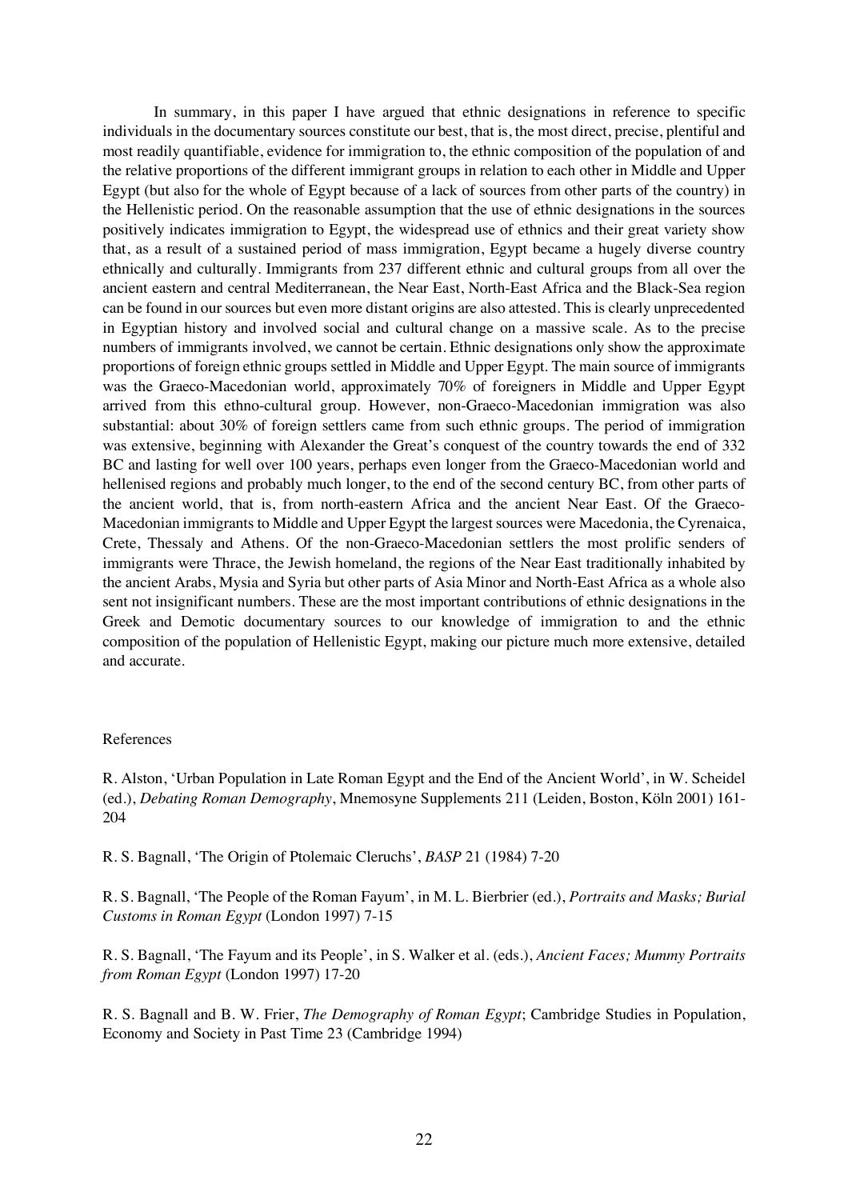In summary, in this paper I have argued that ethnic designations in reference to specific individuals in the documentary sources constitute our best, that is, the most direct, precise, plentiful and most readily quantifiable, evidence for immigration to, the ethnic composition of the population of and the relative proportions of the different immigrant groups in relation to each other in Middle and Upper Egypt (but also for the whole of Egypt because of a lack of sources from other parts of the country) in the Hellenistic period. On the reasonable assumption that the use of ethnic designations in the sources positively indicates immigration to Egypt, the widespread use of ethnics and their great variety show that, as a result of a sustained period of mass immigration, Egypt became a hugely diverse country ethnically and culturally. Immigrants from 237 different ethnic and cultural groups from all over the ancient eastern and central Mediterranean, the Near East, North-East Africa and the Black-Sea region can be found in our sources but even more distant origins are also attested. This is clearly unprecedented in Egyptian history and involved social and cultural change on a massive scale. As to the precise numbers of immigrants involved, we cannot be certain. Ethnic designations only show the approximate proportions of foreign ethnic groups settled in Middle and Upper Egypt. The main source of immigrants was the Graeco-Macedonian world, approximately 70% of foreigners in Middle and Upper Egypt arrived from this ethno-cultural group. However, non-Graeco-Macedonian immigration was also substantial: about 30% of foreign settlers came from such ethnic groups. The period of immigration was extensive, beginning with Alexander the Great's conquest of the country towards the end of 332 BC and lasting for well over 100 years, perhaps even longer from the Graeco-Macedonian world and hellenised regions and probably much longer, to the end of the second century BC, from other parts of the ancient world, that is, from north-eastern Africa and the ancient Near East. Of the Graeco-Macedonian immigrants to Middle and Upper Egypt the largest sources were Macedonia, the Cyrenaica, Crete, Thessaly and Athens. Of the non-Graeco-Macedonian settlers the most prolific senders of immigrants were Thrace, the Jewish homeland, the regions of the Near East traditionally inhabited by the ancient Arabs, Mysia and Syria but other parts of Asia Minor and North-East Africa as a whole also sent not insignificant numbers. These are the most important contributions of ethnic designations in the Greek and Demotic documentary sources to our knowledge of immigration to and the ethnic composition of the population of Hellenistic Egypt, making our picture much more extensive, detailed and accurate.

References

R. Alston, 'Urban Population in Late Roman Egypt and the End of the Ancient World', in W. Scheidel (ed.), *Debating Roman Demography*, Mnemosyne Supplements 211 (Leiden, Boston, Köln 2001) 161-204

R. S. Bagnall, 'The Origin of Ptolemaic Cleruchs', *BASP* 21 (1984) 7-20

R. S. Bagnall, 'The People of the Roman Fayum', in M. L. Bierbrier (ed.), *Portraits and Masks; Burial Customs in Roman Egypt* (London 1997) 7-15

R. S. Bagnall, 'The Fayum and its People', in S. Walker et al. (eds.), *Ancient Faces; Mummy Portraits from Roman Egypt* (London 1997) 17-20

R. S. Bagnall and B. W. Frier, *The Demography of Roman Egypt*; Cambridge Studies in Population, Economy and Society in Past Time 23 (Cambridge 1994)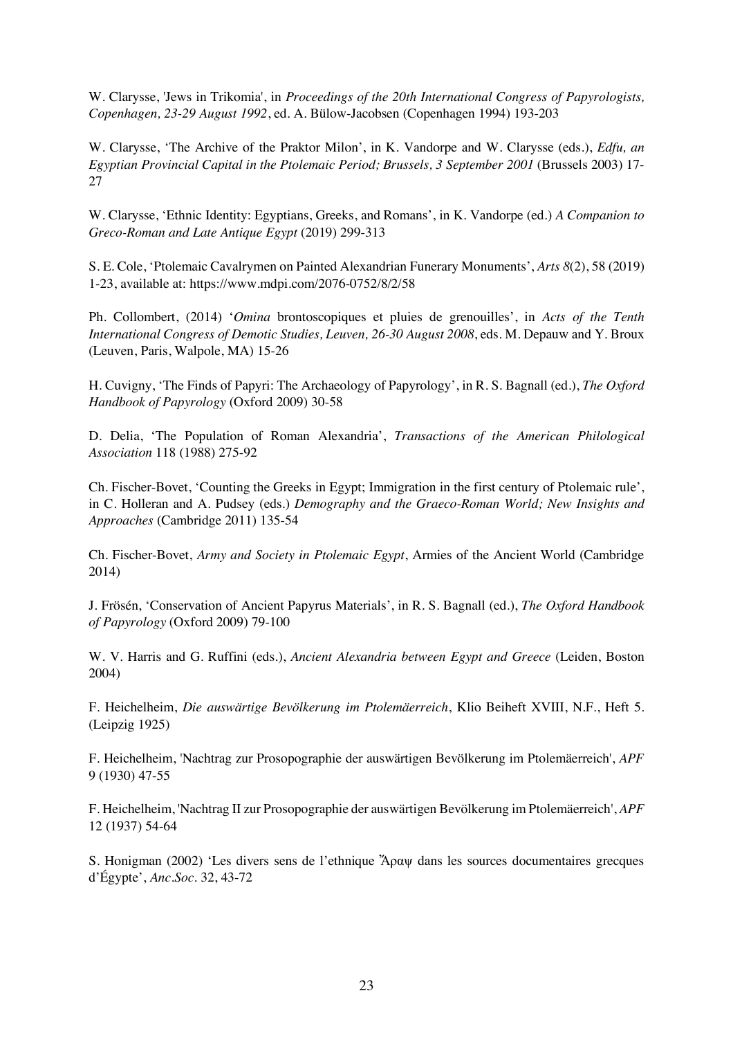W. Clarysse, 'Jews in Trikomia', in *Proceedings of the 20th International Congress of Papyrologists, Copenhagen, 23-29 August 1992*, ed. A. Bülow-Jacobsen (Copenhagen 1994) 193-203

W. Clarysse, 'The Archive of the Praktor Milon', in K. Vandorpe and W. Clarysse (eds.), *Edfu, an Egyptian Provincial Capital in the Ptolemaic Period; Brussels, 3 September 2001* (Brussels 2003) 17-27

W. Clarysse, 'Ethnic Identity: Egyptians, Greeks, and Romans', in K. Vandorpe (ed.) *A Companion to Greco-Roman and Late Antique Egypt* (2019) 299-313

S. E. Cole, 'Ptolemaic Cavalrymen on Painted Alexandrian Funerary Monuments', *Arts 8*(2), 58 (2019) 1-23, available at: https://www.mdpi.com/2076-0752/8/2/58

Ph. Collombert, (2014) '*Omina* brontoscopiques et pluies de grenouilles', in *Acts of the Tenth International Congress of Demotic Studies, Leuven, 26-30 August 2008*, eds. M. Depauw and Y. Broux (Leuven, Paris, Walpole, MA) 15-26

H. Cuvigny, 'The Finds of Papyri: The Archaeology of Papyrology', in R. S. Bagnall (ed.), *The Oxford Handbook of Papyrology* (Oxford 2009) 30-58

D. Delia, 'The Population of Roman Alexandria', *Transactions of the American Philological Association* 118 (1988) 275-92

Ch. Fischer-Bovet, 'Counting the Greeks in Egypt; Immigration in the first century of Ptolemaic rule', in C. Holleran and A. Pudsey (eds.) *Demography and the Graeco-Roman World; New Insights and Approaches* (Cambridge 2011) 135-54

Ch. Fischer-Bovet, *Army and Society in Ptolemaic Egypt*, Armies of the Ancient World (Cambridge 2014)

J. Frösén, 'Conservation of Ancient Papyrus Materials', in R. S. Bagnall (ed.), *The Oxford Handbook of Papyrology* (Oxford 2009) 79-100

W. V. Harris and G. Ruffini (eds.), *Ancient Alexandria between Egypt and Greece* (Leiden, Boston 2004)

F. Heichelheim, *Die auswärtige Bevölkerung im Ptolemäerreich*, Klio Beiheft XVIII, N.F., Heft 5. (Leipzig 1925)

F. Heichelheim, 'Nachtrag zur Prosopographie der auswärtigen Bevölkerung im Ptolemäerreich', *APF* 9 (1930) 47-55

F. Heichelheim, 'Nachtrag II zur Prosopographie der auswärtigen Bevölkerung im Ptolemäerreich', *APF* 12 (1937) 54-64

S. Honigman (2002) 'Les divers sens de l'ethnique Ἄραψ dans les sources documentaires grecques d'Égypte', *Anc.Soc.* 32, 43-72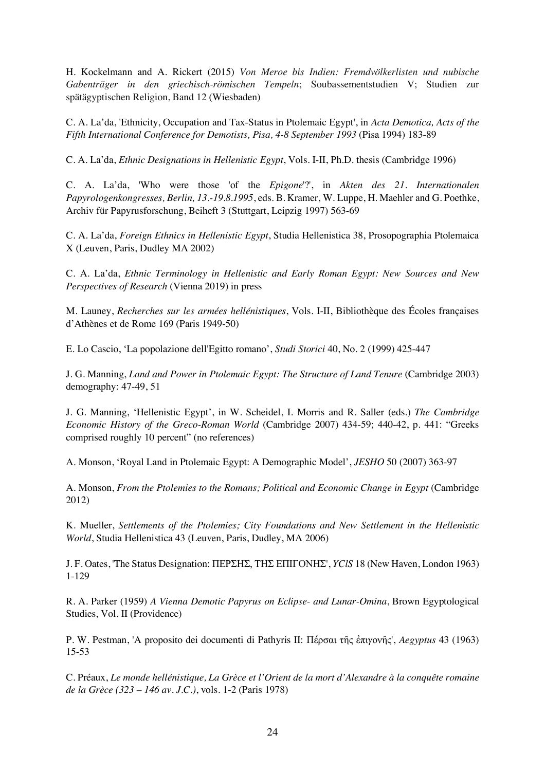H. Kockelmann and A. Rickert (2015) *Von Meroe bis Indien: Fremdvölkerlisten und nubische Gabenträger in den griechisch-römischen Tempeln*; Soubassementstudien V; Studien zur spätägyptischen Religion, Band 12 (Wiesbaden)

C. A. La'da, 'Ethnicity, Occupation and Tax-Status in Ptolemaic Egypt', in *Acta Demotica, Acts of the Fifth International Conference for Demotists, Pisa, 4-8 September 1993* (Pisa 1994) 183-89

C. A. La'da, *Ethnic Designations in Hellenistic Egypt*, Vols. I-II, Ph.D. thesis (Cambridge 1996)

C. A. La'da, 'Who were those 'of the *Epigone*'?', in *Akten des 21. Internationalen Papyrologenkongresses, Berlin, 13.-19.8.1995*, eds. B. Kramer, W. Luppe, H. Maehler and G. Poethke, Archiv für Papyrusforschung, Beiheft 3 (Stuttgart, Leipzig 1997) 563-69

C. A. La'da, *Foreign Ethnics in Hellenistic Egypt*, Studia Hellenistica 38, Prosopographia Ptolemaica X (Leuven, Paris, Dudley MA 2002)

C. A. La'da, *Ethnic Terminology in Hellenistic and Early Roman Egypt: New Sources and New Perspectives of Research* (Vienna 2019) in press

M. Launey, *Recherches sur les armées hellénistiques*, Vols. I-II, Bibliothèque des Écoles françaises d'Athènes et de Rome 169 (Paris 1949-50)

E. Lo Cascio, 'La popolazione dell'Egitto romano', *Studi Storici* 40, No. 2 (1999) 425-447

J. G. Manning, *Land and Power in Ptolemaic Egypt: The Structure of Land Tenure* (Cambridge 2003) demography: 47-49, 51

J. G. Manning, 'Hellenistic Egypt', in W. Scheidel, I. Morris and R. Saller (eds.) *The Cambridge Economic History of the Greco-Roman World* (Cambridge 2007) 434-59; 440-42, p. 441: "Greeks comprised roughly 10 percent" (no references)

A. Monson, 'Royal Land in Ptolemaic Egypt: A Demographic Model', *JESHO* 50 (2007) 363-97

A. Monson, *From the Ptolemies to the Romans; Political and Economic Change in Egypt* (Cambridge 2012)

K. Mueller, *Settlements of the Ptolemies; City Foundations and New Settlement in the Hellenistic World*, Studia Hellenistica 43 (Leuven, Paris, Dudley, MA 2006)

J. F. Oates, 'The Status Designation: ΠΕΡΣΗΣ, ΤΗΣ ΕΠΙΓΟΝΗΣ', *YClS* 18 (New Haven, London 1963) 1-129

R. A. Parker (1959) *A Vienna Demotic Papyrus on Eclipse- and Lunar-Omina*, Brown Egyptological Studies, Vol. II (Providence)

P. W. Pestman, 'A proposito dei documenti di Pathyris II: Πέρσαι τῆς ἐπιγονῆς', *Aegyptus* 43 (1963) 15-53

C. Préaux, *Le monde hellénistique, La Grèce et l'Orient de la mort d'Alexandre à la conquête romaine de la Grèce (323 – 146 av. J.C.)*, vols. 1-2 (Paris 1978)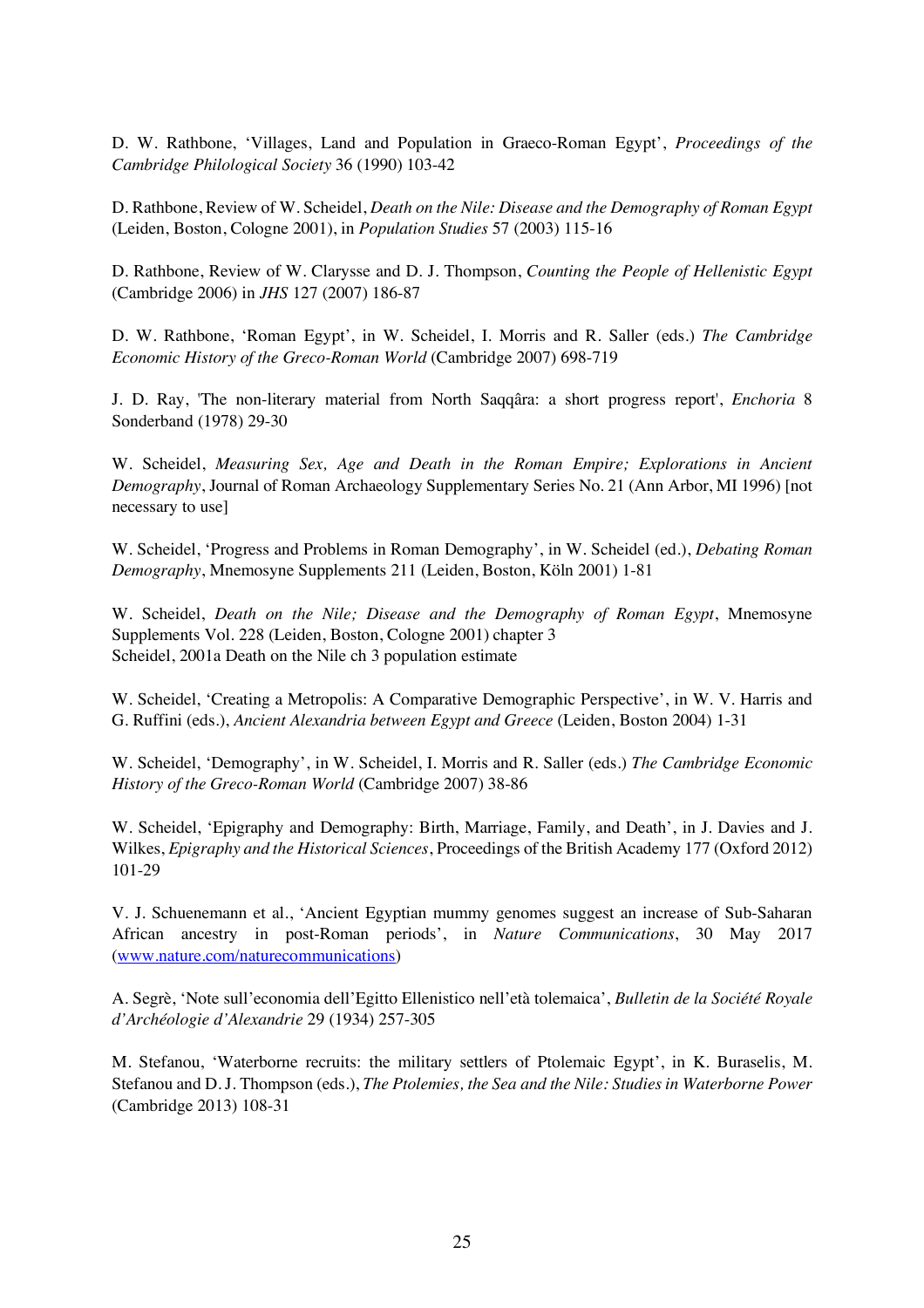D. W. Rathbone, 'Villages, Land and Population in Graeco-Roman Egypt', *Proceedings of the Cambridge Philological Society* 36 (1990) 103-42

D. Rathbone, Review of W. Scheidel, *Death on the Nile: Disease and the Demography of Roman Egypt* (Leiden, Boston, Cologne 2001), in *Population Studies* 57 (2003) 115-16

D. Rathbone, Review of W. Clarysse and D. J. Thompson, *Counting the People of Hellenistic Egypt* (Cambridge 2006) in *JHS* 127 (2007) 186-87

D. W. Rathbone, 'Roman Egypt', in W. Scheidel, I. Morris and R. Saller (eds.) *The Cambridge Economic History of the Greco-Roman World* (Cambridge 2007) 698-719

J. D. Ray, 'The non-literary material from North Saqqâra: a short progress report', *Enchoria* 8 Sonderband (1978) 29-30

W. Scheidel, *Measuring Sex, Age and Death in the Roman Empire; Explorations in Ancient Demography*, Journal of Roman Archaeology Supplementary Series No. 21 (Ann Arbor, MI 1996) [not necessary to use]

W. Scheidel, 'Progress and Problems in Roman Demography', in W. Scheidel (ed.), *Debating Roman Demography*, Mnemosyne Supplements 211 (Leiden, Boston, Köln 2001) 1-81

W. Scheidel, *Death on the Nile; Disease and the Demography of Roman Egypt*, Mnemosyne Supplements Vol. 228 (Leiden, Boston, Cologne 2001) chapter 3
Scheidel, 2001a Death on the Nile ch 3 population estimate

W. Scheidel, 'Creating a Metropolis: A Comparative Demographic Perspective', in W. V. Harris and G. Ruffini (eds.), *Ancient Alexandria between Egypt and Greece* (Leiden, Boston 2004) 1-31

W. Scheidel, 'Demography', in W. Scheidel, I. Morris and R. Saller (eds.) *The Cambridge Economic History of the Greco-Roman World* (Cambridge 2007) 38-86

W. Scheidel, 'Epigraphy and Demography: Birth, Marriage, Family, and Death', in J. Davies and J. Wilkes, *Epigraphy and the Historical Sciences*, Proceedings of the British Academy 177 (Oxford 2012) 101-29

V. J. Schuenemann et al., 'Ancient Egyptian mummy genomes suggest an increase of Sub-Saharan African ancestry in post-Roman periods', in *Nature Communications*, 30 May 2017 (www.nature.com/naturecommunications)

A. Segrè, 'Note sull'economia dell'Egitto Ellenistico nell'età tolemaica', *Bulletin de la Société Royale d'Archéologie d'Alexandrie* 29 (1934) 257-305

M. Stefanou, 'Waterborne recruits: the military settlers of Ptolemaic Egypt', in K. Buraselis, M. Stefanou and D. J. Thompson (eds.), *The Ptolemies, the Sea and the Nile: Studies in Waterborne Power* (Cambridge 2013) 108-31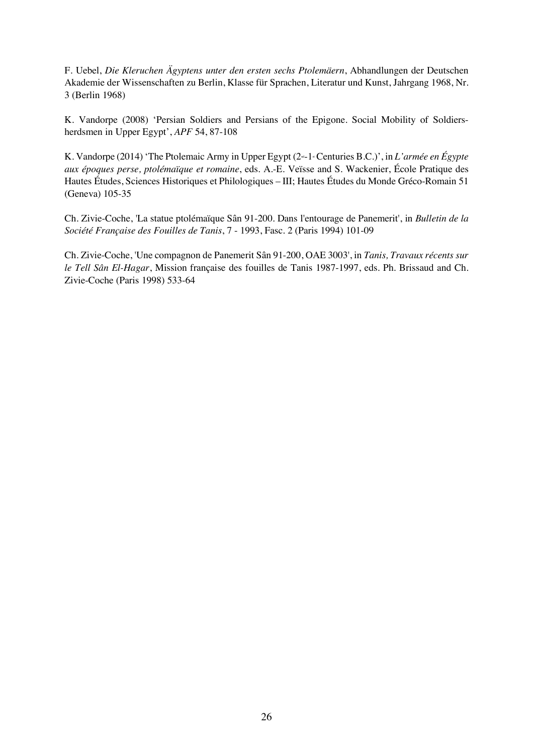F. Uebel, *Die Kleruchen Ägyptens unter den ersten sechs Ptolemäern*, Abhandlungen der Deutschen Akademie der Wissenschaften zu Berlin, Klasse für Sprachen, Literatur und Kunst, Jahrgang 1968, Nr. 3 (Berlin 1968)

K. Vandorpe (2008) 'Persian Soldiers and Persians of the Epigone. Social Mobility of Soldiers-herdsmen in Upper Egypt', *APF* 54, 87-108

K. Vandorpe (2014) 'The Ptolemaic Army in Upper Egypt (2nd-1st Centuries B.C.)', in *L'armée en Égypte aux époques perse, ptolémaïque et romaine*, eds. A.-E. Veïsse and S. Wackenier, École Pratique des Hautes Études, Sciences Historiques et Philologiques – III; Hautes Études du Monde Gréco-Romain 51 (Geneva) 105-35

Ch. Zivie-Coche, 'La statue ptolémaïque Sân 91-200. Dans l'entourage de Panemerit', in *Bulletin de la Société Française des Fouilles de Tanis*, 7 - 1993, Fasc. 2 (Paris 1994) 101-09

Ch. Zivie-Coche, 'Une compagnon de Panemerit Sân 91-200, OAE 3003', in *Tanis, Travaux récents sur le Tell Sân El-Hagar*, Mission française des fouilles de Tanis 1987-1997, eds. Ph. Brissaud and Ch. Zivie-Coche (Paris 1998) 533-64